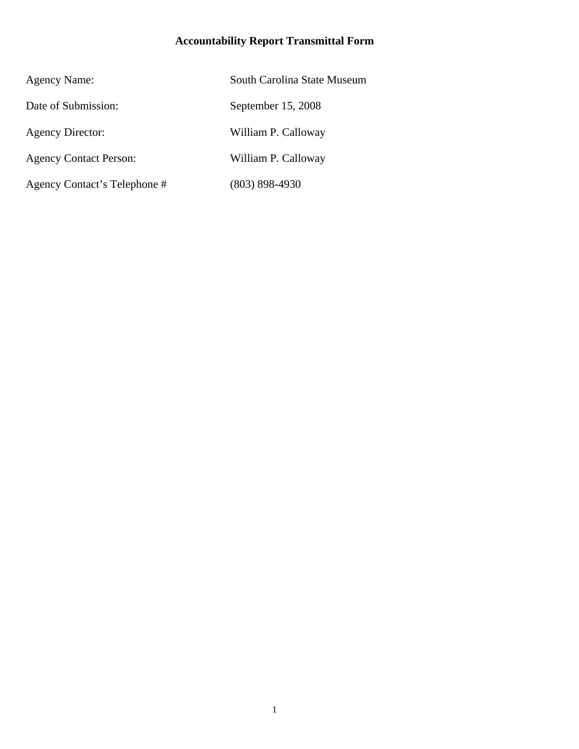# Accountability Report Transmittal Form

| | |
|---|---|
| Agency Name: | South Carolina State Museum |
| Date of Submission: | September 15, 2008 |
| Agency Director: | William P. Calloway |
| Agency Contact Person: | William P. Calloway |
| Agency Contact's Telephone # | (803) 898-4930 |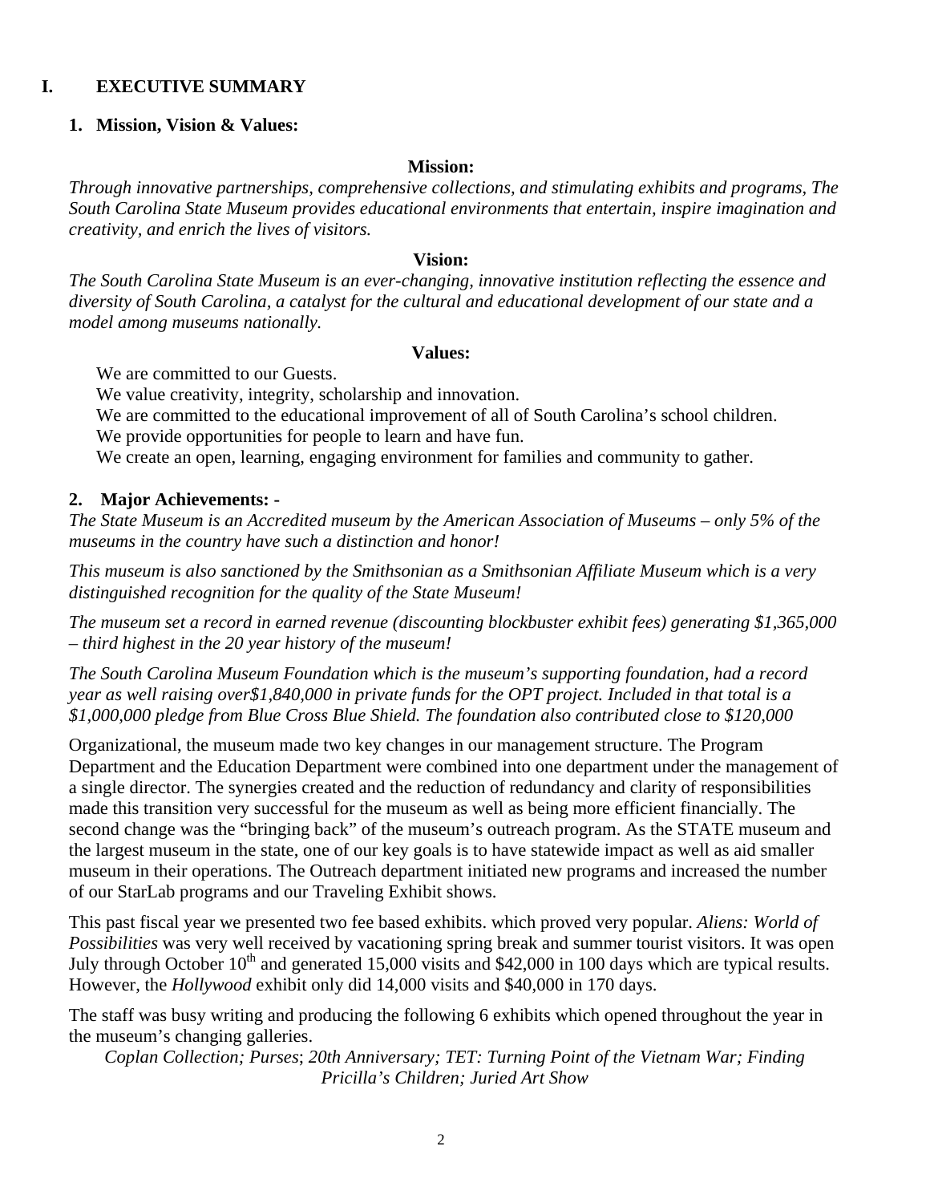# I. EXECUTIVE SUMMARY

## 1. Mission, Vision & Values:

**Mission:**

*Through innovative partnerships, comprehensive collections, and stimulating exhibits and programs, The South Carolina State Museum provides educational environments that entertain, inspire imagination and creativity, and enrich the lives of visitors.*

**Vision:**

*The South Carolina State Museum is an ever-changing, innovative institution reflecting the essence and diversity of South Carolina, a catalyst for the cultural and educational development of our state and a model among museums nationally.*

**Values:**

We are committed to our Guests.
We value creativity, integrity, scholarship and innovation.
We are committed to the educational improvement of all of South Carolina's school children.
We provide opportunities for people to learn and have fun.
We create an open, learning, engaging environment for families and community to gather.

## 2. Major Achievements: -

*The State Museum is an Accredited museum by the American Association of Museums – only 5% of the museums in the country have such a distinction and honor!*

*This museum is also sanctioned by the Smithsonian as a Smithsonian Affiliate Museum which is a very distinguished recognition for the quality of the State Museum!*

*The museum set a record in earned revenue (discounting blockbuster exhibit fees) generating $1,365,000 – third highest in the 20 year history of the museum!*

*The South Carolina Museum Foundation which is the museum's supporting foundation, had a record year as well raising over$1,840,000 in private funds for the OPT project. Included in that total is a $1,000,000 pledge from Blue Cross Blue Shield. The foundation also contributed close to $120,000*

Organizational, the museum made two key changes in our management structure. The Program Department and the Education Department were combined into one department under the management of a single director. The synergies created and the reduction of redundancy and clarity of responsibilities made this transition very successful for the museum as well as being more efficient financially. The second change was the "bringing back" of the museum's outreach program. As the STATE museum and the largest museum in the state, one of our key goals is to have statewide impact as well as aid smaller museum in their operations. The Outreach department initiated new programs and increased the number of our StarLab programs and our Traveling Exhibit shows.

This past fiscal year we presented two fee based exhibits. which proved very popular. *Aliens: World of Possibilities* was very well received by vacationing spring break and summer tourist visitors. It was open July through October 10th and generated 15,000 visits and $42,000 in 100 days which are typical results. However, the *Hollywood* exhibit only did 14,000 visits and $40,000 in 170 days.

The staff was busy writing and producing the following 6 exhibits which opened throughout the year in the museum's changing galleries.

*Coplan Collection; Purses*; *20th Anniversary; TET: Turning Point of the Vietnam War; Finding Pricilla's Children; Juried Art Show*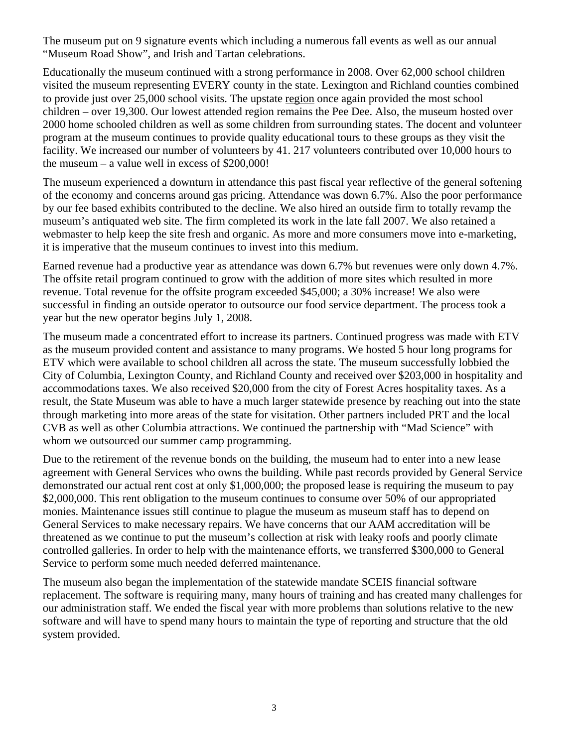The museum put on 9 signature events which including a numerous fall events as well as our annual "Museum Road Show", and Irish and Tartan celebrations.

Educationally the museum continued with a strong performance in 2008. Over 62,000 school children visited the museum representing EVERY county in the state. Lexington and Richland counties combined to provide just over 25,000 school visits. The upstate region once again provided the most school children – over 19,300. Our lowest attended region remains the Pee Dee. Also, the museum hosted over 2000 home schooled children as well as some children from surrounding states. The docent and volunteer program at the museum continues to provide quality educational tours to these groups as they visit the facility. We increased our number of volunteers by 41. 217 volunteers contributed over 10,000 hours to the museum – a value well in excess of $200,000!

The museum experienced a downturn in attendance this past fiscal year reflective of the general softening of the economy and concerns around gas pricing. Attendance was down 6.7%. Also the poor performance by our fee based exhibits contributed to the decline. We also hired an outside firm to totally revamp the museum's antiquated web site. The firm completed its work in the late fall 2007. We also retained a webmaster to help keep the site fresh and organic. As more and more consumers move into e-marketing, it is imperative that the museum continues to invest into this medium.

Earned revenue had a productive year as attendance was down 6.7% but revenues were only down 4.7%. The offsite retail program continued to grow with the addition of more sites which resulted in more revenue. Total revenue for the offsite program exceeded $45,000; a 30% increase! We also were successful in finding an outside operator to outsource our food service department. The process took a year but the new operator begins July 1, 2008.

The museum made a concentrated effort to increase its partners. Continued progress was made with ETV as the museum provided content and assistance to many programs. We hosted 5 hour long programs for ETV which were available to school children all across the state. The museum successfully lobbied the City of Columbia, Lexington County, and Richland County and received over $203,000 in hospitality and accommodations taxes. We also received $20,000 from the city of Forest Acres hospitality taxes. As a result, the State Museum was able to have a much larger statewide presence by reaching out into the state through marketing into more areas of the state for visitation. Other partners included PRT and the local CVB as well as other Columbia attractions. We continued the partnership with "Mad Science" with whom we outsourced our summer camp programming.

Due to the retirement of the revenue bonds on the building, the museum had to enter into a new lease agreement with General Services who owns the building. While past records provided by General Service demonstrated our actual rent cost at only $1,000,000; the proposed lease is requiring the museum to pay $2,000,000. This rent obligation to the museum continues to consume over 50% of our appropriated monies. Maintenance issues still continue to plague the museum as museum staff has to depend on General Services to make necessary repairs. We have concerns that our AAM accreditation will be threatened as we continue to put the museum's collection at risk with leaky roofs and poorly climate controlled galleries. In order to help with the maintenance efforts, we transferred $300,000 to General Service to perform some much needed deferred maintenance.

The museum also began the implementation of the statewide mandate SCEIS financial software replacement. The software is requiring many, many hours of training and has created many challenges for our administration staff. We ended the fiscal year with more problems than solutions relative to the new software and will have to spend many hours to maintain the type of reporting and structure that the old system provided.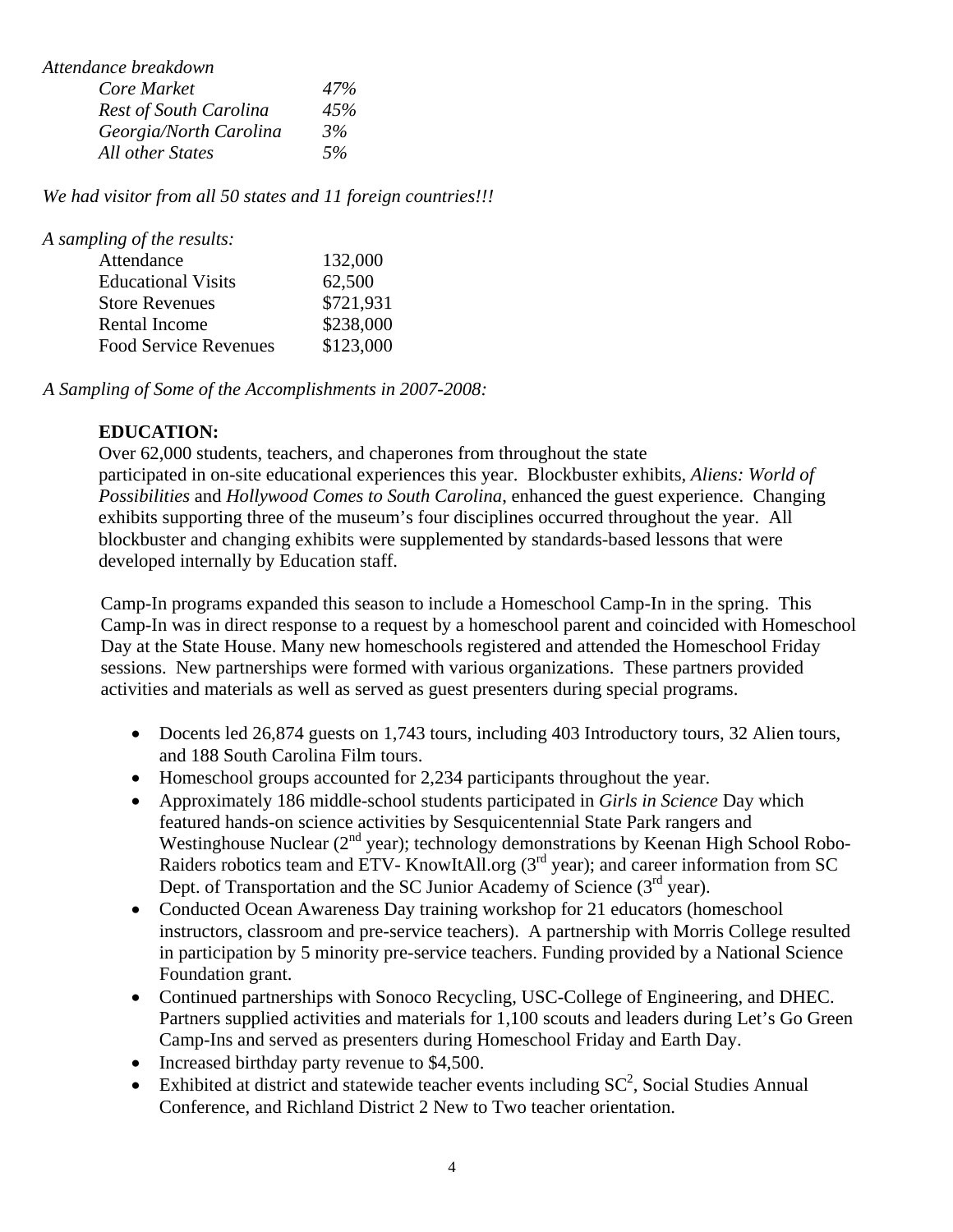*Attendance breakdown*

| | |
|---|---|
| *Core Market* | *47%* |
| *Rest of South Carolina* | *45%* |
| *Georgia/North Carolina* | *3%* |
| *All other States* | *5%* |

*We had visitor from all 50 states and 11 foreign countries!!!*

*A sampling of the results:*

| | |
|---|---|
| Attendance | 132,000 |
| Educational Visits | 62,500 |
| Store Revenues | $721,931 |
| Rental Income | $238,000 |
| Food Service Revenues | $123,000 |

*A Sampling of Some of the Accomplishments in 2007-2008:*

**EDUCATION:**

Over 62,000 students, teachers, and chaperones from throughout the state participated in on-site educational experiences this year. Blockbuster exhibits, *Aliens: World of Possibilities* and *Hollywood Comes to South Carolina*, enhanced the guest experience. Changing exhibits supporting three of the museum's four disciplines occurred throughout the year. All blockbuster and changing exhibits were supplemented by standards-based lessons that were developed internally by Education staff.

Camp-In programs expanded this season to include a Homeschool Camp-In in the spring. This Camp-In was in direct response to a request by a homeschool parent and coincided with Homeschool Day at the State House. Many new homeschools registered and attended the Homeschool Friday sessions. New partnerships were formed with various organizations. These partners provided activities and materials as well as served as guest presenters during special programs.

- Docents led 26,874 guests on 1,743 tours, including 403 Introductory tours, 32 Alien tours, and 188 South Carolina Film tours.
- Homeschool groups accounted for 2,234 participants throughout the year.
- Approximately 186 middle-school students participated in *Girls in Science* Day which featured hands-on science activities by Sesquicentennial State Park rangers and Westinghouse Nuclear (2nd year); technology demonstrations by Keenan High School Robo-Raiders robotics team and ETV- KnowItAll.org (3rd year); and career information from SC Dept. of Transportation and the SC Junior Academy of Science (3rd year).
- Conducted Ocean Awareness Day training workshop for 21 educators (homeschool instructors, classroom and pre-service teachers). A partnership with Morris College resulted in participation by 5 minority pre-service teachers. Funding provided by a National Science Foundation grant.
- Continued partnerships with Sonoco Recycling, USC-College of Engineering, and DHEC. Partners supplied activities and materials for 1,100 scouts and leaders during Let's Go Green Camp-Ins and served as presenters during Homeschool Friday and Earth Day.
- Increased birthday party revenue to $4,500.
- Exhibited at district and statewide teacher events including $SC^2$, Social Studies Annual Conference, and Richland District 2 New to Two teacher orientation.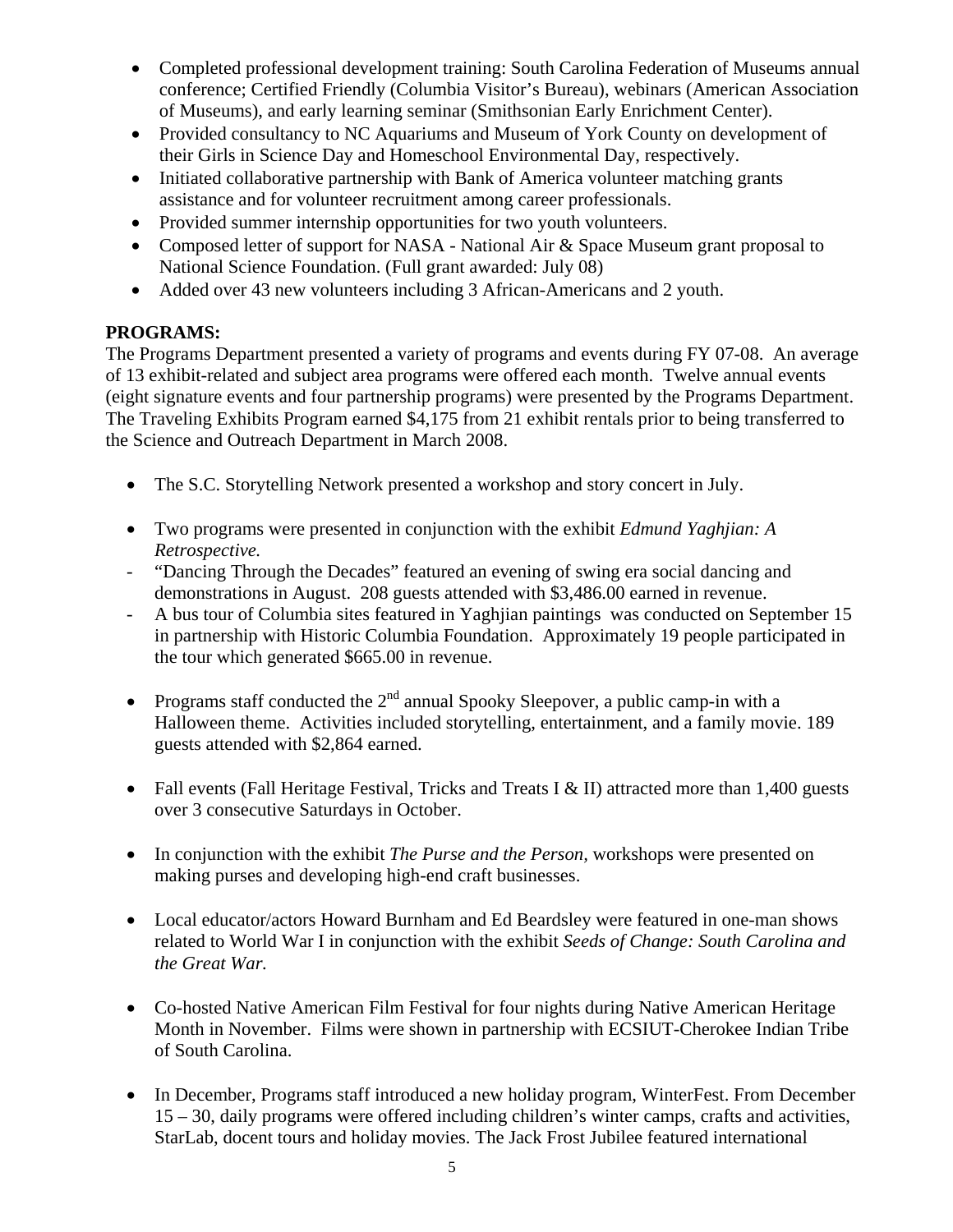- Completed professional development training: South Carolina Federation of Museums annual conference; Certified Friendly (Columbia Visitor's Bureau), webinars (American Association of Museums), and early learning seminar (Smithsonian Early Enrichment Center).
- Provided consultancy to NC Aquariums and Museum of York County on development of their Girls in Science Day and Homeschool Environmental Day, respectively.
- Initiated collaborative partnership with Bank of America volunteer matching grants assistance and for volunteer recruitment among career professionals.
- Provided summer internship opportunities for two youth volunteers.
- Composed letter of support for NASA - National Air & Space Museum grant proposal to National Science Foundation. (Full grant awarded: July 08)
- Added over 43 new volunteers including 3 African-Americans and 2 youth.

**PROGRAMS:**

The Programs Department presented a variety of programs and events during FY 07-08. An average of 13 exhibit-related and subject area programs were offered each month. Twelve annual events (eight signature events and four partnership programs) were presented by the Programs Department. The Traveling Exhibits Program earned $4,175 from 21 exhibit rentals prior to being transferred to the Science and Outreach Department in March 2008.

- The S.C. Storytelling Network presented a workshop and story concert in July.

- Two programs were presented in conjunction with the exhibit *Edmund Yaghjian: A Retrospective.*
  - "Dancing Through the Decades" featured an evening of swing era social dancing and demonstrations in August. 208 guests attended with $3,486.00 earned in revenue.
  - A bus tour of Columbia sites featured in Yaghjian paintings was conducted on September 15 in partnership with Historic Columbia Foundation. Approximately 19 people participated in the tour which generated $665.00 in revenue.

- Programs staff conducted the 2nd annual Spooky Sleepover, a public camp-in with a Halloween theme. Activities included storytelling, entertainment, and a family movie. 189 guests attended with $2,864 earned.

- Fall events (Fall Heritage Festival, Tricks and Treats I & II) attracted more than 1,400 guests over 3 consecutive Saturdays in October.

- In conjunction with the exhibit *The Purse and the Person,* workshops were presented on making purses and developing high-end craft businesses.

- Local educator/actors Howard Burnham and Ed Beardsley were featured in one-man shows related to World War I in conjunction with the exhibit *Seeds of Change: South Carolina and the Great War.*

- Co-hosted Native American Film Festival for four nights during Native American Heritage Month in November. Films were shown in partnership with ECSIUT-Cherokee Indian Tribe of South Carolina.

- In December, Programs staff introduced a new holiday program, WinterFest. From December 15 – 30, daily programs were offered including children's winter camps, crafts and activities, StarLab, docent tours and holiday movies. The Jack Frost Jubilee featured international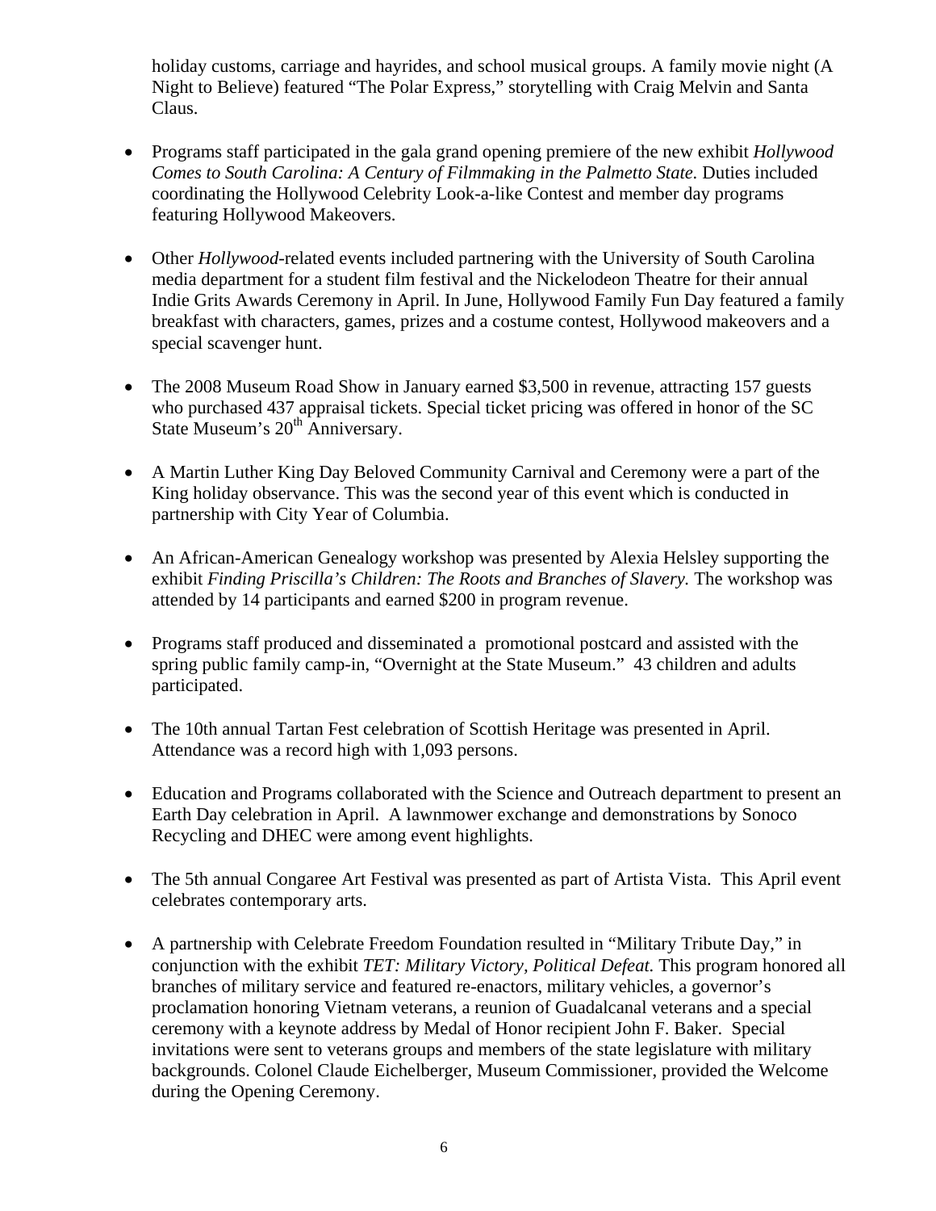holiday customs, carriage and hayrides, and school musical groups. A family movie night (A Night to Believe) featured "The Polar Express," storytelling with Craig Melvin and Santa Claus.

- Programs staff participated in the gala grand opening premiere of the new exhibit *Hollywood Comes to South Carolina: A Century of Filmmaking in the Palmetto State.* Duties included coordinating the Hollywood Celebrity Look-a-like Contest and member day programs featuring Hollywood Makeovers.

- Other *Hollywood*-related events included partnering with the University of South Carolina media department for a student film festival and the Nickelodeon Theatre for their annual Indie Grits Awards Ceremony in April. In June, Hollywood Family Fun Day featured a family breakfast with characters, games, prizes and a costume contest, Hollywood makeovers and a special scavenger hunt.

- The 2008 Museum Road Show in January earned $3,500 in revenue, attracting 157 guests who purchased 437 appraisal tickets. Special ticket pricing was offered in honor of the SC State Museum's 20th Anniversary.

- A Martin Luther King Day Beloved Community Carnival and Ceremony were a part of the King holiday observance. This was the second year of this event which is conducted in partnership with City Year of Columbia.

- An African-American Genealogy workshop was presented by Alexia Helsley supporting the exhibit *Finding Priscilla's Children: The Roots and Branches of Slavery.* The workshop was attended by 14 participants and earned $200 in program revenue.

- Programs staff produced and disseminated a promotional postcard and assisted with the spring public family camp-in, "Overnight at the State Museum." 43 children and adults participated.

- The 10th annual Tartan Fest celebration of Scottish Heritage was presented in April. Attendance was a record high with 1,093 persons.

- Education and Programs collaborated with the Science and Outreach department to present an Earth Day celebration in April. A lawnmower exchange and demonstrations by Sonoco Recycling and DHEC were among event highlights.

- The 5th annual Congaree Art Festival was presented as part of Artista Vista. This April event celebrates contemporary arts.

- A partnership with Celebrate Freedom Foundation resulted in "Military Tribute Day," in conjunction with the exhibit *TET: Military Victory, Political Defeat.* This program honored all branches of military service and featured re-enactors, military vehicles, a governor's proclamation honoring Vietnam veterans, a reunion of Guadalcanal veterans and a special ceremony with a keynote address by Medal of Honor recipient John F. Baker. Special invitations were sent to veterans groups and members of the state legislature with military backgrounds. Colonel Claude Eichelberger, Museum Commissioner, provided the Welcome during the Opening Ceremony.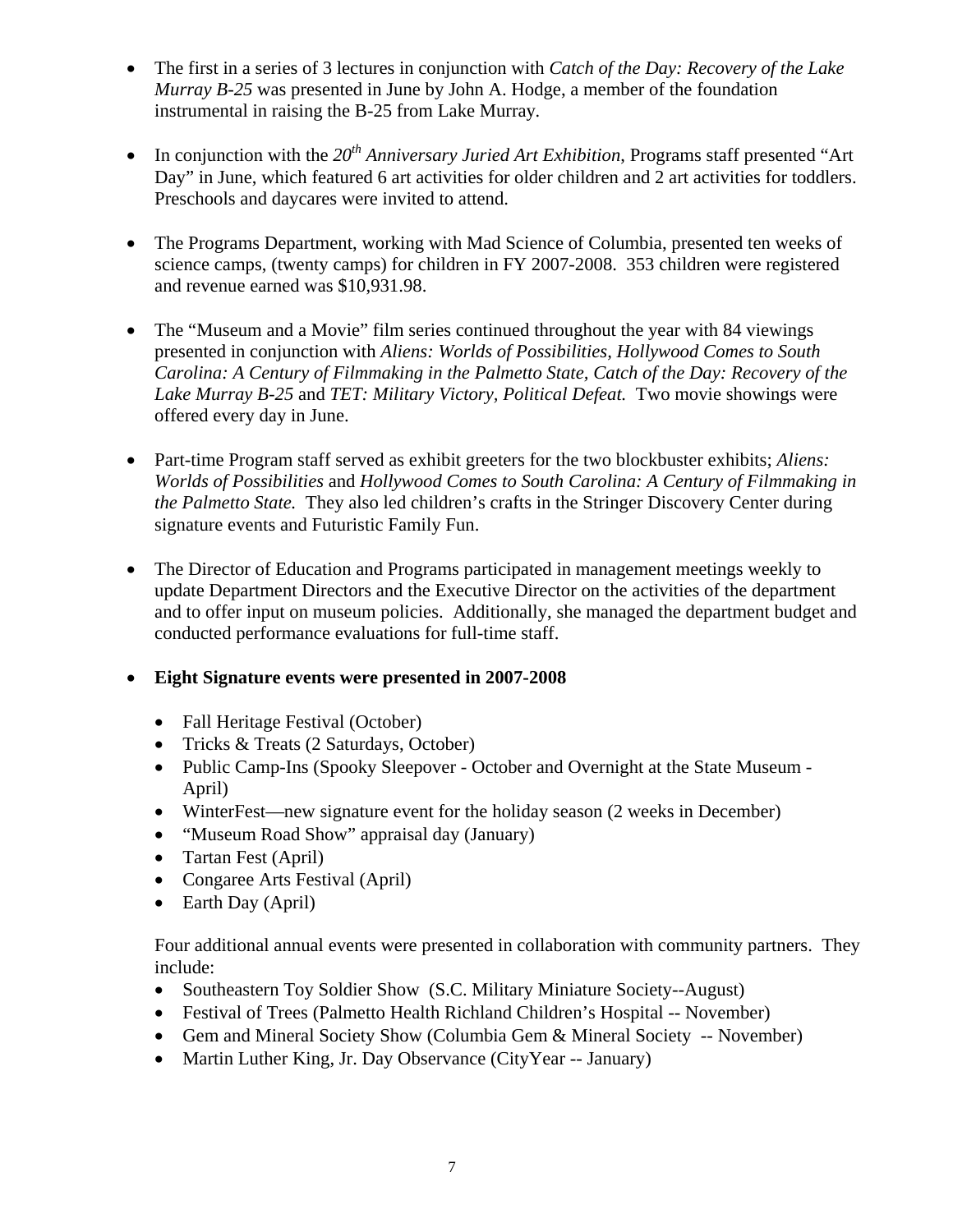- The first in a series of 3 lectures in conjunction with *Catch of the Day: Recovery of the Lake Murray B-25* was presented in June by John A. Hodge, a member of the foundation instrumental in raising the B-25 from Lake Murray.

- In conjunction with the *20th Anniversary Juried Art Exhibition*, Programs staff presented "Art Day" in June, which featured 6 art activities for older children and 2 art activities for toddlers. Preschools and daycares were invited to attend.

- The Programs Department, working with Mad Science of Columbia, presented ten weeks of science camps, (twenty camps) for children in FY 2007-2008. 353 children were registered and revenue earned was $10,931.98.

- The "Museum and a Movie" film series continued throughout the year with 84 viewings presented in conjunction with *Aliens: Worlds of Possibilities, Hollywood Comes to South Carolina: A Century of Filmmaking in the Palmetto State, Catch of the Day: Recovery of the Lake Murray B-25* and *TET: Military Victory, Political Defeat.* Two movie showings were offered every day in June.

- Part-time Program staff served as exhibit greeters for the two blockbuster exhibits; *Aliens: Worlds of Possibilities* and *Hollywood Comes to South Carolina: A Century of Filmmaking in the Palmetto State.* They also led children's crafts in the Stringer Discovery Center during signature events and Futuristic Family Fun.

- The Director of Education and Programs participated in management meetings weekly to update Department Directors and the Executive Director on the activities of the department and to offer input on museum policies. Additionally, she managed the department budget and conducted performance evaluations for full-time staff.

- **Eight Signature events were presented in 2007-2008**

  - Fall Heritage Festival (October)
  - Tricks & Treats (2 Saturdays, October)
  - Public Camp-Ins (Spooky Sleepover - October and Overnight at the State Museum - April)
  - WinterFest—new signature event for the holiday season (2 weeks in December)
  - "Museum Road Show" appraisal day (January)
  - Tartan Fest (April)
  - Congaree Arts Festival (April)
  - Earth Day (April)

  Four additional annual events were presented in collaboration with community partners. They include:

  - Southeastern Toy Soldier Show (S.C. Military Miniature Society--August)
  - Festival of Trees (Palmetto Health Richland Children's Hospital -- November)
  - Gem and Mineral Society Show (Columbia Gem & Mineral Society -- November)
  - Martin Luther King, Jr. Day Observance (CityYear -- January)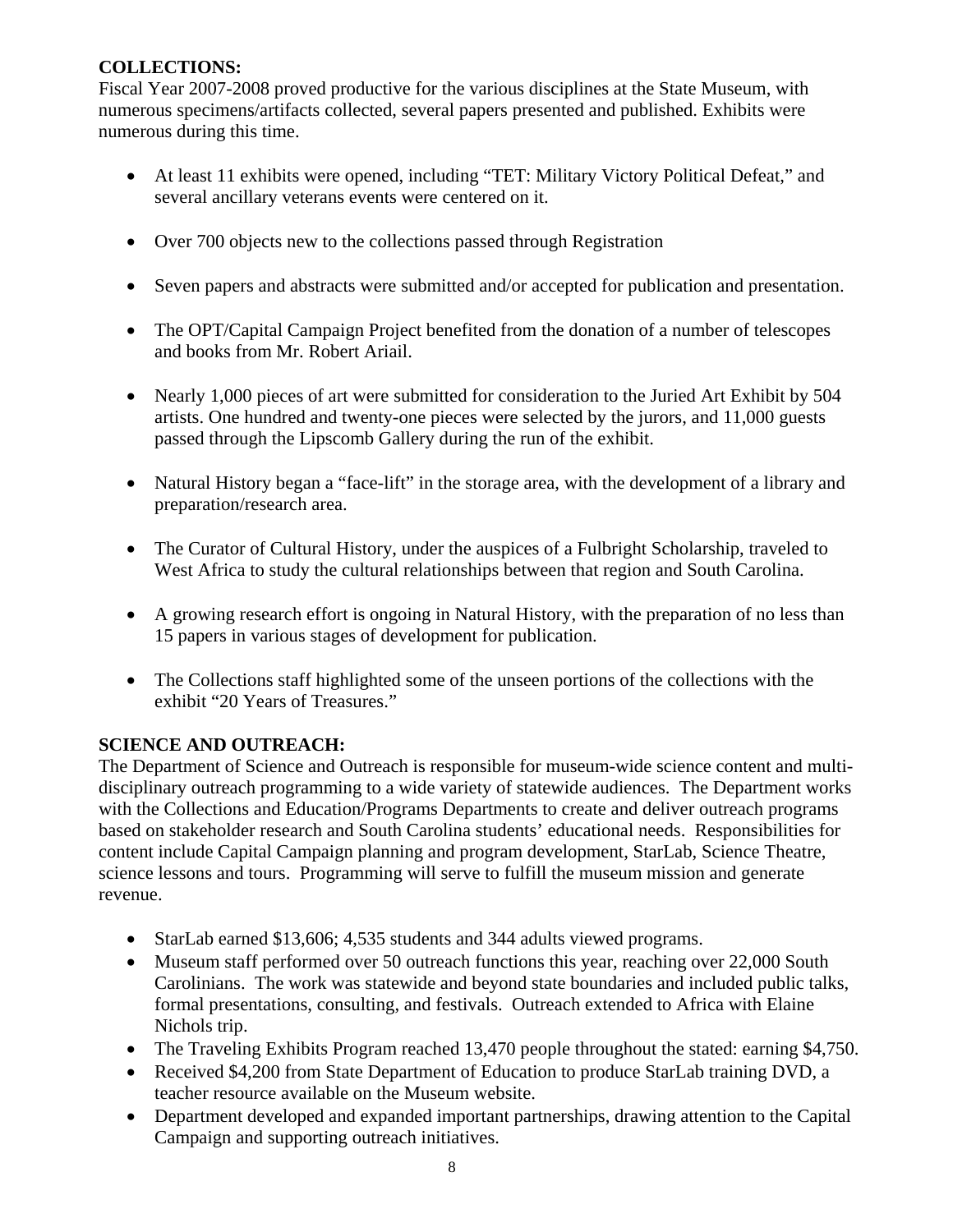**COLLECTIONS:**
Fiscal Year 2007-2008 proved productive for the various disciplines at the State Museum, with numerous specimens/artifacts collected, several papers presented and published. Exhibits were numerous during this time.

- At least 11 exhibits were opened, including "TET: Military Victory Political Defeat," and several ancillary veterans events were centered on it.
- Over 700 objects new to the collections passed through Registration
- Seven papers and abstracts were submitted and/or accepted for publication and presentation.
- The OPT/Capital Campaign Project benefited from the donation of a number of telescopes and books from Mr. Robert Ariail.
- Nearly 1,000 pieces of art were submitted for consideration to the Juried Art Exhibit by 504 artists. One hundred and twenty-one pieces were selected by the jurors, and 11,000 guests passed through the Lipscomb Gallery during the run of the exhibit.
- Natural History began a "face-lift" in the storage area, with the development of a library and preparation/research area.
- The Curator of Cultural History, under the auspices of a Fulbright Scholarship, traveled to West Africa to study the cultural relationships between that region and South Carolina.
- A growing research effort is ongoing in Natural History, with the preparation of no less than 15 papers in various stages of development for publication.
- The Collections staff highlighted some of the unseen portions of the collections with the exhibit "20 Years of Treasures."

**SCIENCE AND OUTREACH:**
The Department of Science and Outreach is responsible for museum-wide science content and multi-disciplinary outreach programming to a wide variety of statewide audiences. The Department works with the Collections and Education/Programs Departments to create and deliver outreach programs based on stakeholder research and South Carolina students' educational needs. Responsibilities for content include Capital Campaign planning and program development, StarLab, Science Theatre, science lessons and tours. Programming will serve to fulfill the museum mission and generate revenue.

- StarLab earned $13,606; 4,535 students and 344 adults viewed programs.
- Museum staff performed over 50 outreach functions this year, reaching over 22,000 South Carolinians. The work was statewide and beyond state boundaries and included public talks, formal presentations, consulting, and festivals. Outreach extended to Africa with Elaine Nichols trip.
- The Traveling Exhibits Program reached 13,470 people throughout the stated: earning $4,750.
- Received $4,200 from State Department of Education to produce StarLab training DVD, a teacher resource available on the Museum website.
- Department developed and expanded important partnerships, drawing attention to the Capital Campaign and supporting outreach initiatives.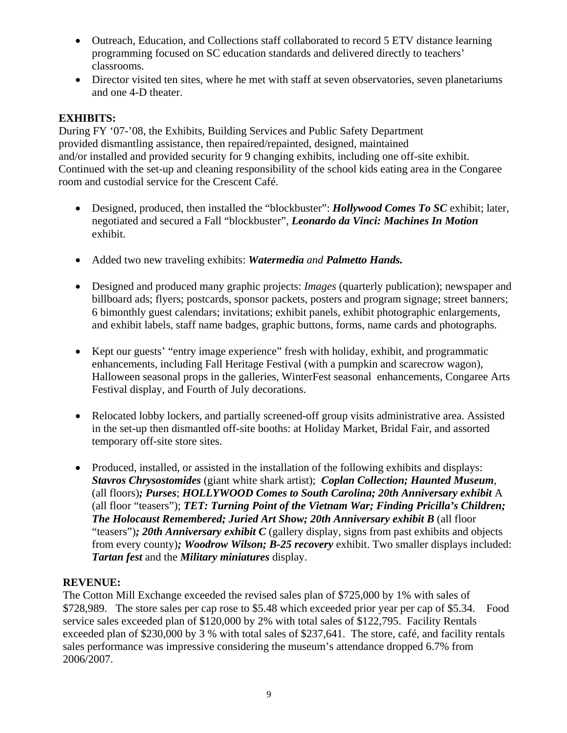- Outreach, Education, and Collections staff collaborated to record 5 ETV distance learning programming focused on SC education standards and delivered directly to teachers' classrooms.
- Director visited ten sites, where he met with staff at seven observatories, seven planetariums and one 4-D theater.

**EXHIBITS:**

During FY '07-'08, the Exhibits, Building Services and Public Safety Department provided dismantling assistance, then repaired/repainted, designed, maintained and/or installed and provided security for 9 changing exhibits, including one off-site exhibit. Continued with the set-up and cleaning responsibility of the school kids eating area in the Congaree room and custodial service for the Crescent Café.

- Designed, produced, then installed the "blockbuster": ***Hollywood Comes To SC*** exhibit; later, negotiated and secured a Fall "blockbuster", ***Leonardo da Vinci: Machines In Motion*** exhibit.

- Added two new traveling exhibits: ***Watermedia** and **Palmetto Hands.***

- Designed and produced many graphic projects: *Images* (quarterly publication); newspaper and billboard ads; flyers; postcards, sponsor packets, posters and program signage; street banners; 6 bimonthly guest calendars; invitations; exhibit panels, exhibit photographic enlargements, and exhibit labels, staff name badges, graphic buttons, forms, name cards and photographs.

- Kept our guests' "entry image experience" fresh with holiday, exhibit, and programmatic enhancements, including Fall Heritage Festival (with a pumpkin and scarecrow wagon), Halloween seasonal props in the galleries, WinterFest seasonal enhancements, Congaree Arts Festival display, and Fourth of July decorations.

- Relocated lobby lockers, and partially screened-off group visits administrative area. Assisted in the set-up then dismantled off-site booths: at Holiday Market, Bridal Fair, and assorted temporary off-site store sites.

- Produced, installed, or assisted in the installation of the following exhibits and displays: ***Stavros Chrysostomides*** (giant white shark artist); ***Coplan Collection; Haunted Museum***, (all floors)***; Purses***; ***HOLLYWOOD Comes to South Carolina; 20th Anniversary exhibit*** A (all floor "teasers"); ***TET: Turning Point of the Vietnam War; Finding Pricilla's Children; The Holocaust Remembered; Juried Art Show; 20th Anniversary exhibit B*** (all floor "teasers")***; 20th Anniversary exhibit C*** (gallery display, signs from past exhibits and objects from every county)***; Woodrow Wilson; B-25 recovery*** exhibit. Two smaller displays included: ***Tartan fest*** and the ***Military miniatures*** display.

**REVENUE:**

The Cotton Mill Exchange exceeded the revised sales plan of $725,000 by 1% with sales of $728,989. The store sales per cap rose to $5.48 which exceeded prior year per cap of $5.34. Food service sales exceeded plan of $120,000 by 2% with total sales of $122,795. Facility Rentals exceeded plan of $230,000 by 3 % with total sales of $237,641. The store, café, and facility rentals sales performance was impressive considering the museum's attendance dropped 6.7% from 2006/2007.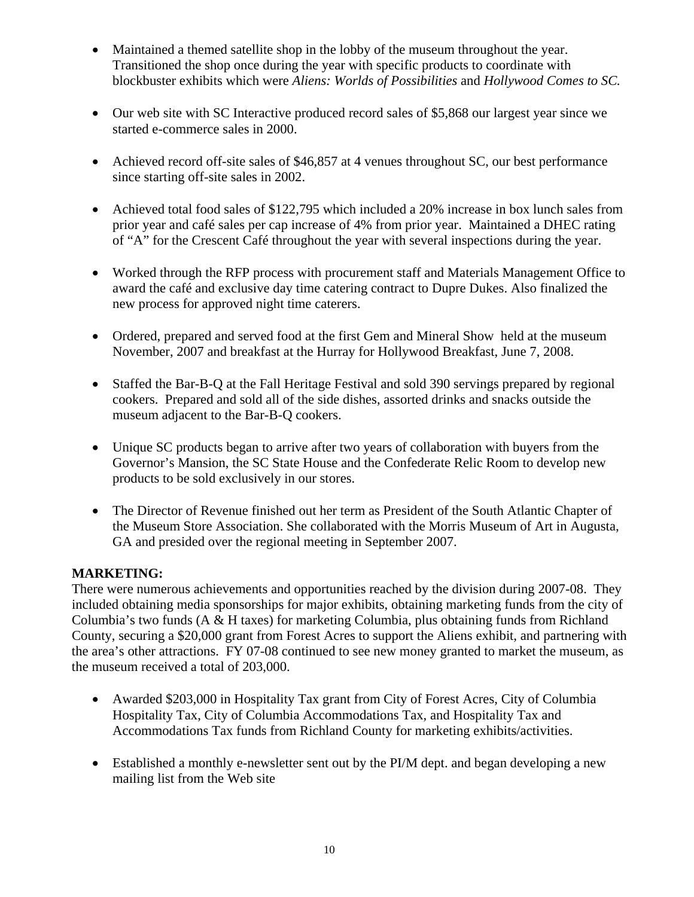- Maintained a themed satellite shop in the lobby of the museum throughout the year. Transitioned the shop once during the year with specific products to coordinate with blockbuster exhibits which were *Aliens: Worlds of Possibilities* and *Hollywood Comes to SC.*

- Our web site with SC Interactive produced record sales of $5,868 our largest year since we started e-commerce sales in 2000.

- Achieved record off-site sales of $46,857 at 4 venues throughout SC, our best performance since starting off-site sales in 2002.

- Achieved total food sales of $122,795 which included a 20% increase in box lunch sales from prior year and café sales per cap increase of 4% from prior year. Maintained a DHEC rating of "A" for the Crescent Café throughout the year with several inspections during the year.

- Worked through the RFP process with procurement staff and Materials Management Office to award the café and exclusive day time catering contract to Dupre Dukes. Also finalized the new process for approved night time caterers.

- Ordered, prepared and served food at the first Gem and Mineral Show held at the museum November, 2007 and breakfast at the Hurray for Hollywood Breakfast, June 7, 2008.

- Staffed the Bar-B-Q at the Fall Heritage Festival and sold 390 servings prepared by regional cookers. Prepared and sold all of the side dishes, assorted drinks and snacks outside the museum adjacent to the Bar-B-Q cookers.

- Unique SC products began to arrive after two years of collaboration with buyers from the Governor's Mansion, the SC State House and the Confederate Relic Room to develop new products to be sold exclusively in our stores.

- The Director of Revenue finished out her term as President of the South Atlantic Chapter of the Museum Store Association. She collaborated with the Morris Museum of Art in Augusta, GA and presided over the regional meeting in September 2007.

**MARKETING:**

There were numerous achievements and opportunities reached by the division during 2007-08. They included obtaining media sponsorships for major exhibits, obtaining marketing funds from the city of Columbia's two funds (A & H taxes) for marketing Columbia, plus obtaining funds from Richland County, securing a $20,000 grant from Forest Acres to support the Aliens exhibit, and partnering with the area's other attractions. FY 07-08 continued to see new money granted to market the museum, as the museum received a total of 203,000.

- Awarded $203,000 in Hospitality Tax grant from City of Forest Acres, City of Columbia Hospitality Tax, City of Columbia Accommodations Tax, and Hospitality Tax and Accommodations Tax funds from Richland County for marketing exhibits/activities.

- Established a monthly e-newsletter sent out by the PI/M dept. and began developing a new mailing list from the Web site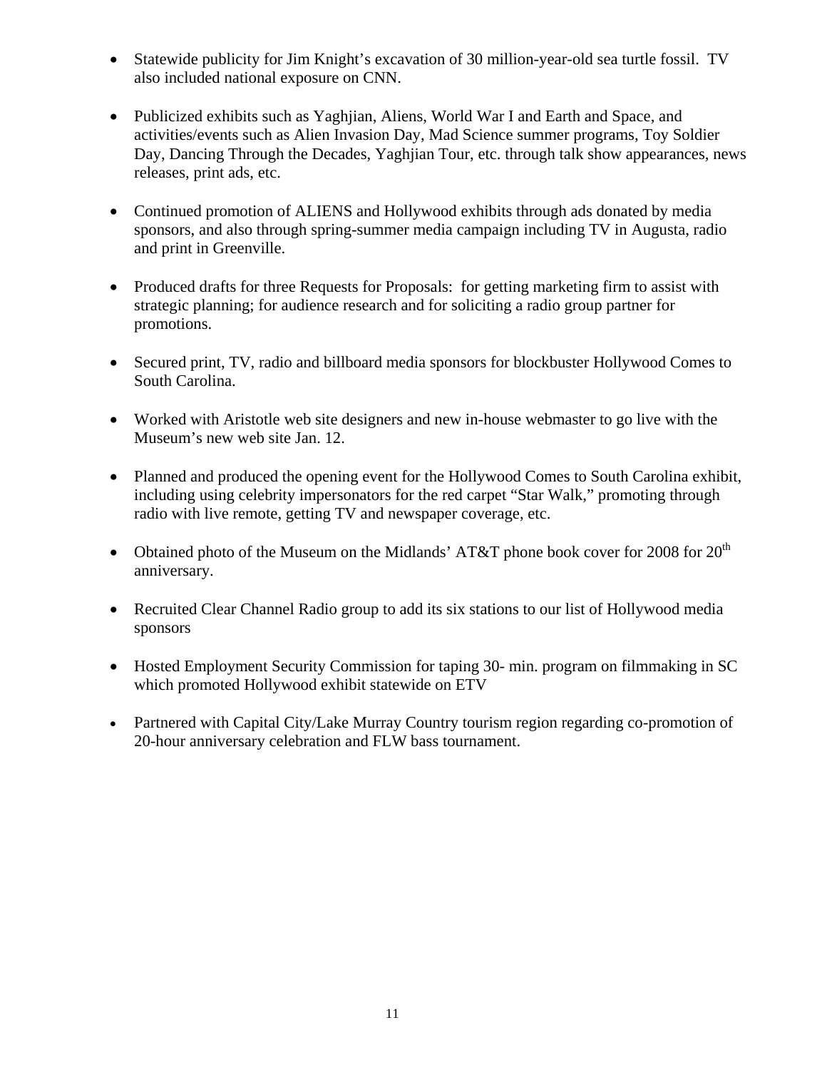- Statewide publicity for Jim Knight's excavation of 30 million-year-old sea turtle fossil. TV also included national exposure on CNN.

- Publicized exhibits such as Yaghjian, Aliens, World War I and Earth and Space, and activities/events such as Alien Invasion Day, Mad Science summer programs, Toy Soldier Day, Dancing Through the Decades, Yaghjian Tour, etc. through talk show appearances, news releases, print ads, etc.

- Continued promotion of ALIENS and Hollywood exhibits through ads donated by media sponsors, and also through spring-summer media campaign including TV in Augusta, radio and print in Greenville.

- Produced drafts for three Requests for Proposals: for getting marketing firm to assist with strategic planning; for audience research and for soliciting a radio group partner for promotions.

- Secured print, TV, radio and billboard media sponsors for blockbuster Hollywood Comes to South Carolina.

- Worked with Aristotle web site designers and new in-house webmaster to go live with the Museum's new web site Jan. 12.

- Planned and produced the opening event for the Hollywood Comes to South Carolina exhibit, including using celebrity impersonators for the red carpet "Star Walk," promoting through radio with live remote, getting TV and newspaper coverage, etc.

- Obtained photo of the Museum on the Midlands' AT&T phone book cover for 2008 for 20th anniversary.

- Recruited Clear Channel Radio group to add its six stations to our list of Hollywood media sponsors

- Hosted Employment Security Commission for taping 30- min. program on filmmaking in SC which promoted Hollywood exhibit statewide on ETV

- Partnered with Capital City/Lake Murray Country tourism region regarding co-promotion of 20-hour anniversary celebration and FLW bass tournament.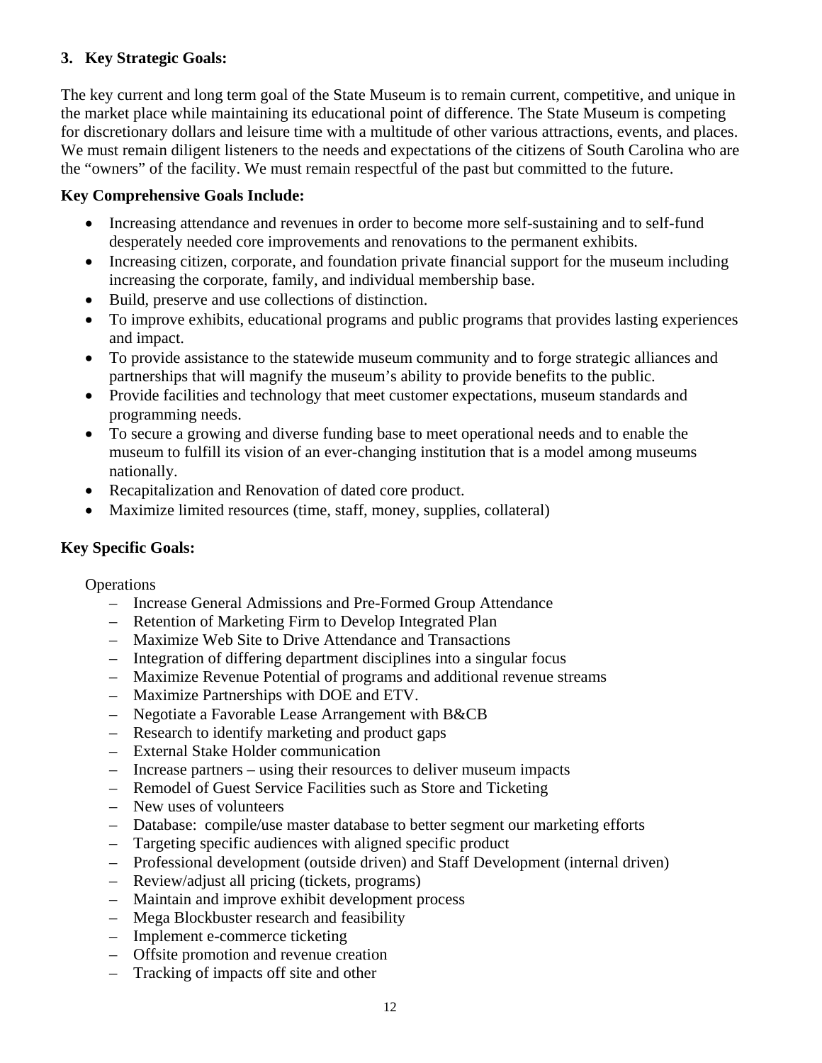### 3. Key Strategic Goals:

The key current and long term goal of the State Museum is to remain current, competitive, and unique in the market place while maintaining its educational point of difference. The State Museum is competing for discretionary dollars and leisure time with a multitude of other various attractions, events, and places. We must remain diligent listeners to the needs and expectations of the citizens of South Carolina who are the "owners" of the facility. We must remain respectful of the past but committed to the future.

**Key Comprehensive Goals Include:**

- Increasing attendance and revenues in order to become more self-sustaining and to self-fund desperately needed core improvements and renovations to the permanent exhibits.
- Increasing citizen, corporate, and foundation private financial support for the museum including increasing the corporate, family, and individual membership base.
- Build, preserve and use collections of distinction.
- To improve exhibits, educational programs and public programs that provides lasting experiences and impact.
- To provide assistance to the statewide museum community and to forge strategic alliances and partnerships that will magnify the museum's ability to provide benefits to the public.
- Provide facilities and technology that meet customer expectations, museum standards and programming needs.
- To secure a growing and diverse funding base to meet operational needs and to enable the museum to fulfill its vision of an ever-changing institution that is a model among museums nationally.
- Recapitalization and Renovation of dated core product.
- Maximize limited resources (time, staff, money, supplies, collateral)

**Key Specific Goals:**

Operations

- Increase General Admissions and Pre-Formed Group Attendance
- Retention of Marketing Firm to Develop Integrated Plan
- Maximize Web Site to Drive Attendance and Transactions
- Integration of differing department disciplines into a singular focus
- Maximize Revenue Potential of programs and additional revenue streams
- Maximize Partnerships with DOE and ETV.
- Negotiate a Favorable Lease Arrangement with B&CB
- Research to identify marketing and product gaps
- External Stake Holder communication
- Increase partners – using their resources to deliver museum impacts
- Remodel of Guest Service Facilities such as Store and Ticketing
- New uses of volunteers
- Database: compile/use master database to better segment our marketing efforts
- Targeting specific audiences with aligned specific product
- Professional development (outside driven) and Staff Development (internal driven)
- Review/adjust all pricing (tickets, programs)
- Maintain and improve exhibit development process
- Mega Blockbuster research and feasibility
- Implement e-commerce ticketing
- Offsite promotion and revenue creation
- Tracking of impacts off site and other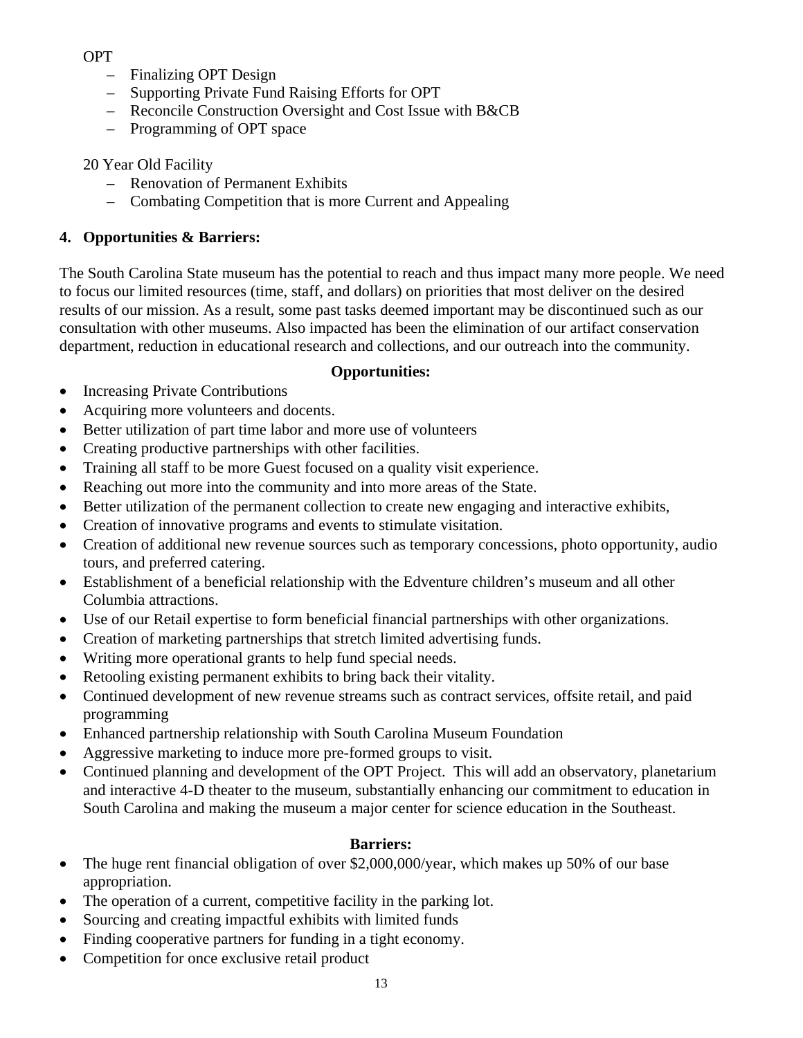OPT

- Finalizing OPT Design
- Supporting Private Fund Raising Efforts for OPT
- Reconcile Construction Oversight and Cost Issue with B&CB
- Programming of OPT space

20 Year Old Facility

- Renovation of Permanent Exhibits
- Combating Competition that is more Current and Appealing

**4. Opportunities & Barriers:**

The South Carolina State museum has the potential to reach and thus impact many more people. We need to focus our limited resources (time, staff, and dollars) on priorities that most deliver on the desired results of our mission. As a result, some past tasks deemed important may be discontinued such as our consultation with other museums. Also impacted has been the elimination of our artifact conservation department, reduction in educational research and collections, and our outreach into the community.

**Opportunities:**

- Increasing Private Contributions
- Acquiring more volunteers and docents.
- Better utilization of part time labor and more use of volunteers
- Creating productive partnerships with other facilities.
- Training all staff to be more Guest focused on a quality visit experience.
- Reaching out more into the community and into more areas of the State.
- Better utilization of the permanent collection to create new engaging and interactive exhibits,
- Creation of innovative programs and events to stimulate visitation.
- Creation of additional new revenue sources such as temporary concessions, photo opportunity, audio tours, and preferred catering.
- Establishment of a beneficial relationship with the Edventure children's museum and all other Columbia attractions.
- Use of our Retail expertise to form beneficial financial partnerships with other organizations.
- Creation of marketing partnerships that stretch limited advertising funds.
- Writing more operational grants to help fund special needs.
- Retooling existing permanent exhibits to bring back their vitality.
- Continued development of new revenue streams such as contract services, offsite retail, and paid programming
- Enhanced partnership relationship with South Carolina Museum Foundation
- Aggressive marketing to induce more pre-formed groups to visit.
- Continued planning and development of the OPT Project. This will add an observatory, planetarium and interactive 4-D theater to the museum, substantially enhancing our commitment to education in South Carolina and making the museum a major center for science education in the Southeast.

**Barriers:**

- The huge rent financial obligation of over $2,000,000/year, which makes up 50% of our base appropriation.
- The operation of a current, competitive facility in the parking lot.
- Sourcing and creating impactful exhibits with limited funds
- Finding cooperative partners for funding in a tight economy.
- Competition for once exclusive retail product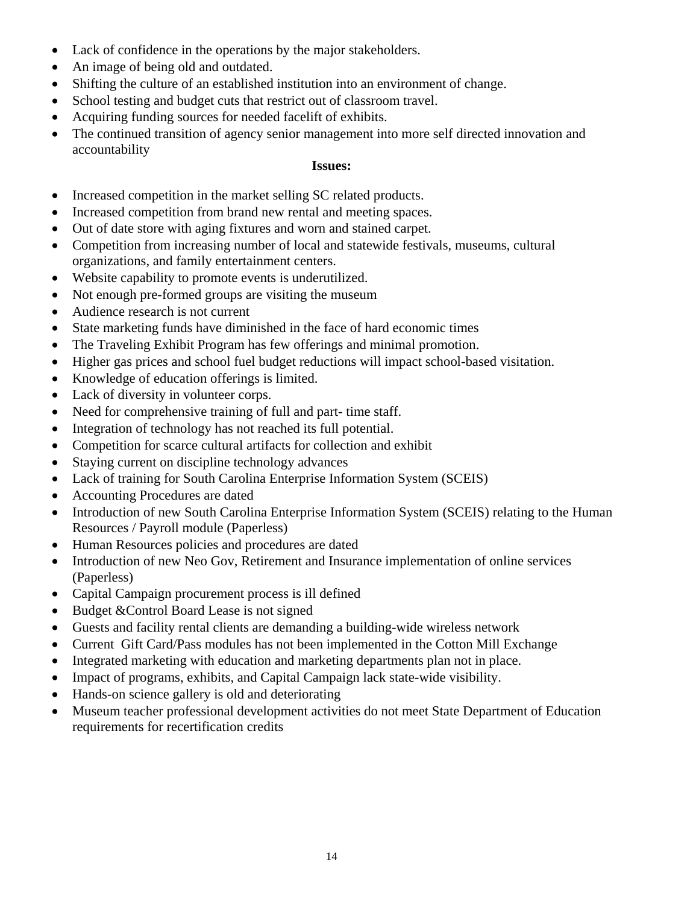- Lack of confidence in the operations by the major stakeholders.
- An image of being old and outdated.
- Shifting the culture of an established institution into an environment of change.
- School testing and budget cuts that restrict out of classroom travel.
- Acquiring funding sources for needed facelift of exhibits.
- The continued transition of agency senior management into more self directed innovation and accountability

**Issues:**

- Increased competition in the market selling SC related products.
- Increased competition from brand new rental and meeting spaces.
- Out of date store with aging fixtures and worn and stained carpet.
- Competition from increasing number of local and statewide festivals, museums, cultural organizations, and family entertainment centers.
- Website capability to promote events is underutilized.
- Not enough pre-formed groups are visiting the museum
- Audience research is not current
- State marketing funds have diminished in the face of hard economic times
- The Traveling Exhibit Program has few offerings and minimal promotion.
- Higher gas prices and school fuel budget reductions will impact school-based visitation.
- Knowledge of education offerings is limited.
- Lack of diversity in volunteer corps.
- Need for comprehensive training of full and part- time staff.
- Integration of technology has not reached its full potential.
- Competition for scarce cultural artifacts for collection and exhibit
- Staying current on discipline technology advances
- Lack of training for South Carolina Enterprise Information System (SCEIS)
- Accounting Procedures are dated
- Introduction of new South Carolina Enterprise Information System (SCEIS) relating to the Human Resources / Payroll module (Paperless)
- Human Resources policies and procedures are dated
- Introduction of new Neo Gov, Retirement and Insurance implementation of online services (Paperless)
- Capital Campaign procurement process is ill defined
- Budget &Control Board Lease is not signed
- Guests and facility rental clients are demanding a building-wide wireless network
- Current Gift Card/Pass modules has not been implemented in the Cotton Mill Exchange
- Integrated marketing with education and marketing departments plan not in place.
- Impact of programs, exhibits, and Capital Campaign lack state-wide visibility.
- Hands-on science gallery is old and deteriorating
- Museum teacher professional development activities do not meet State Department of Education requirements for recertification credits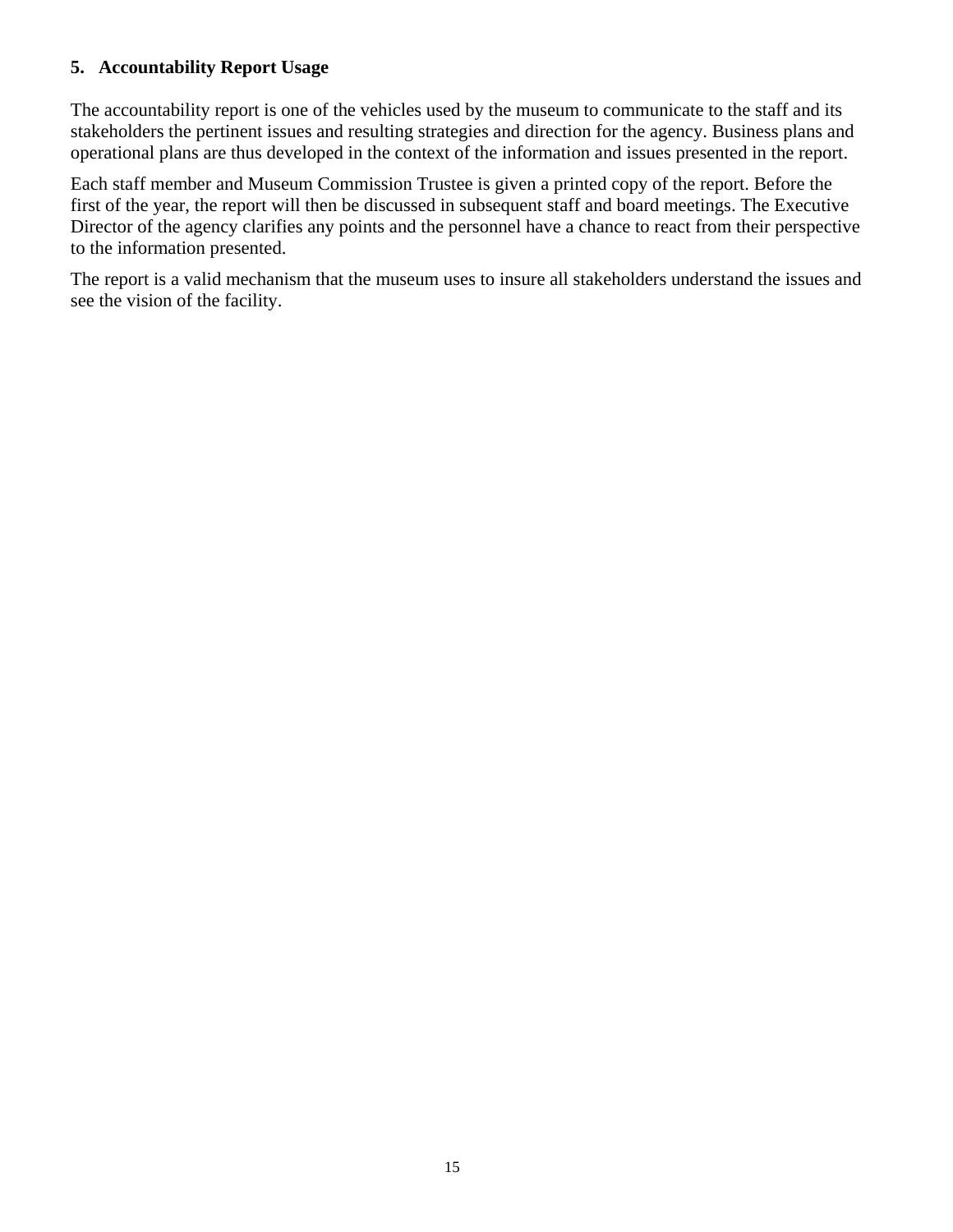## 5. Accountability Report Usage

The accountability report is one of the vehicles used by the museum to communicate to the staff and its stakeholders the pertinent issues and resulting strategies and direction for the agency. Business plans and operational plans are thus developed in the context of the information and issues presented in the report.

Each staff member and Museum Commission Trustee is given a printed copy of the report. Before the first of the year, the report will then be discussed in subsequent staff and board meetings. The Executive Director of the agency clarifies any points and the personnel have a chance to react from their perspective to the information presented.

The report is a valid mechanism that the museum uses to insure all stakeholders understand the issues and see the vision of the facility.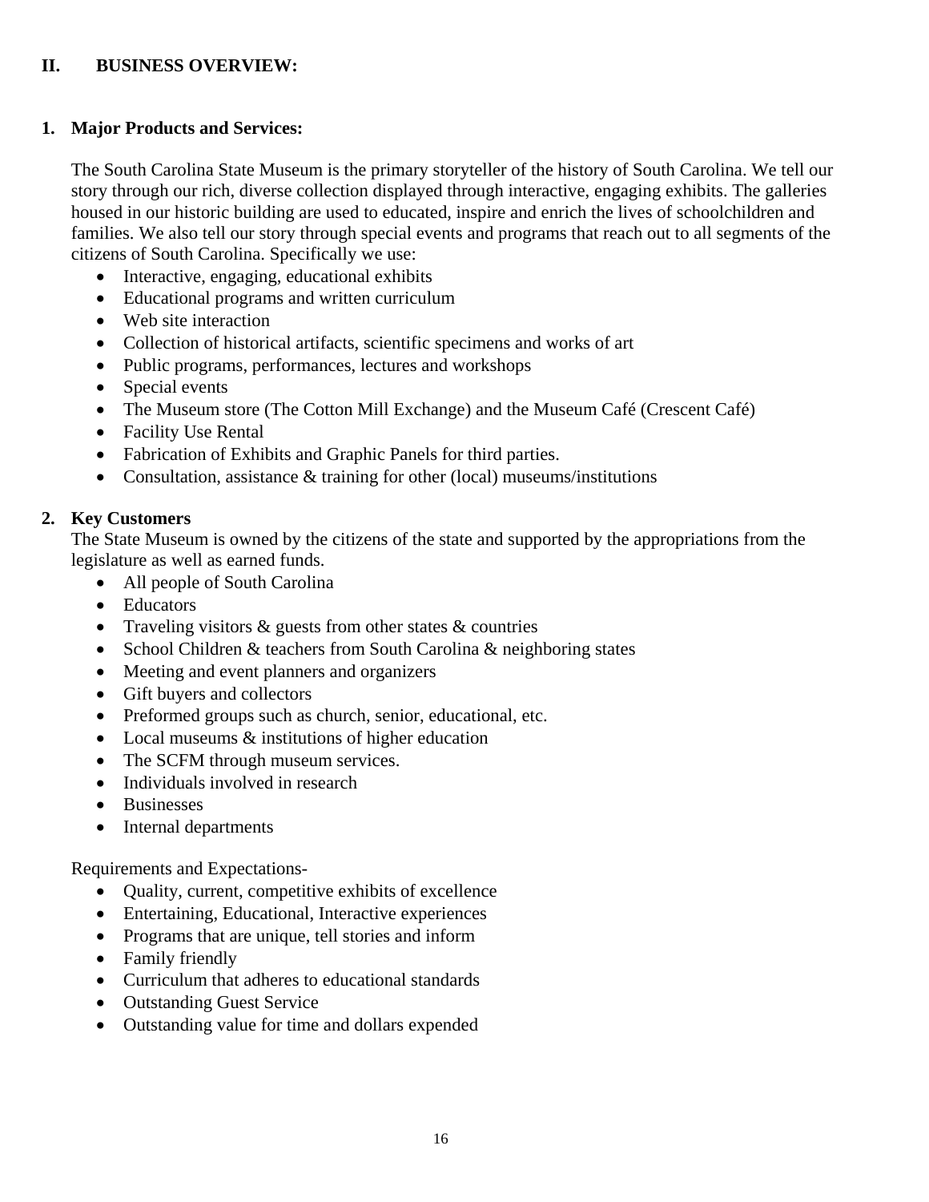## II. BUSINESS OVERVIEW:

### 1. Major Products and Services:

The South Carolina State Museum is the primary storyteller of the history of South Carolina. We tell our story through our rich, diverse collection displayed through interactive, engaging exhibits. The galleries housed in our historic building are used to educated, inspire and enrich the lives of schoolchildren and families. We also tell our story through special events and programs that reach out to all segments of the citizens of South Carolina. Specifically we use:

- Interactive, engaging, educational exhibits
- Educational programs and written curriculum
- Web site interaction
- Collection of historical artifacts, scientific specimens and works of art
- Public programs, performances, lectures and workshops
- Special events
- The Museum store (The Cotton Mill Exchange) and the Museum Café (Crescent Café)
- Facility Use Rental
- Fabrication of Exhibits and Graphic Panels for third parties.
- Consultation, assistance & training for other (local) museums/institutions

### 2. Key Customers

The State Museum is owned by the citizens of the state and supported by the appropriations from the legislature as well as earned funds.

- All people of South Carolina
- Educators
- Traveling visitors & guests from other states & countries
- School Children & teachers from South Carolina & neighboring states
- Meeting and event planners and organizers
- Gift buyers and collectors
- Preformed groups such as church, senior, educational, etc.
- Local museums & institutions of higher education
- The SCFM through museum services.
- Individuals involved in research
- Businesses
- Internal departments

Requirements and Expectations-

- Quality, current, competitive exhibits of excellence
- Entertaining, Educational, Interactive experiences
- Programs that are unique, tell stories and inform
- Family friendly
- Curriculum that adheres to educational standards
- Outstanding Guest Service
- Outstanding value for time and dollars expended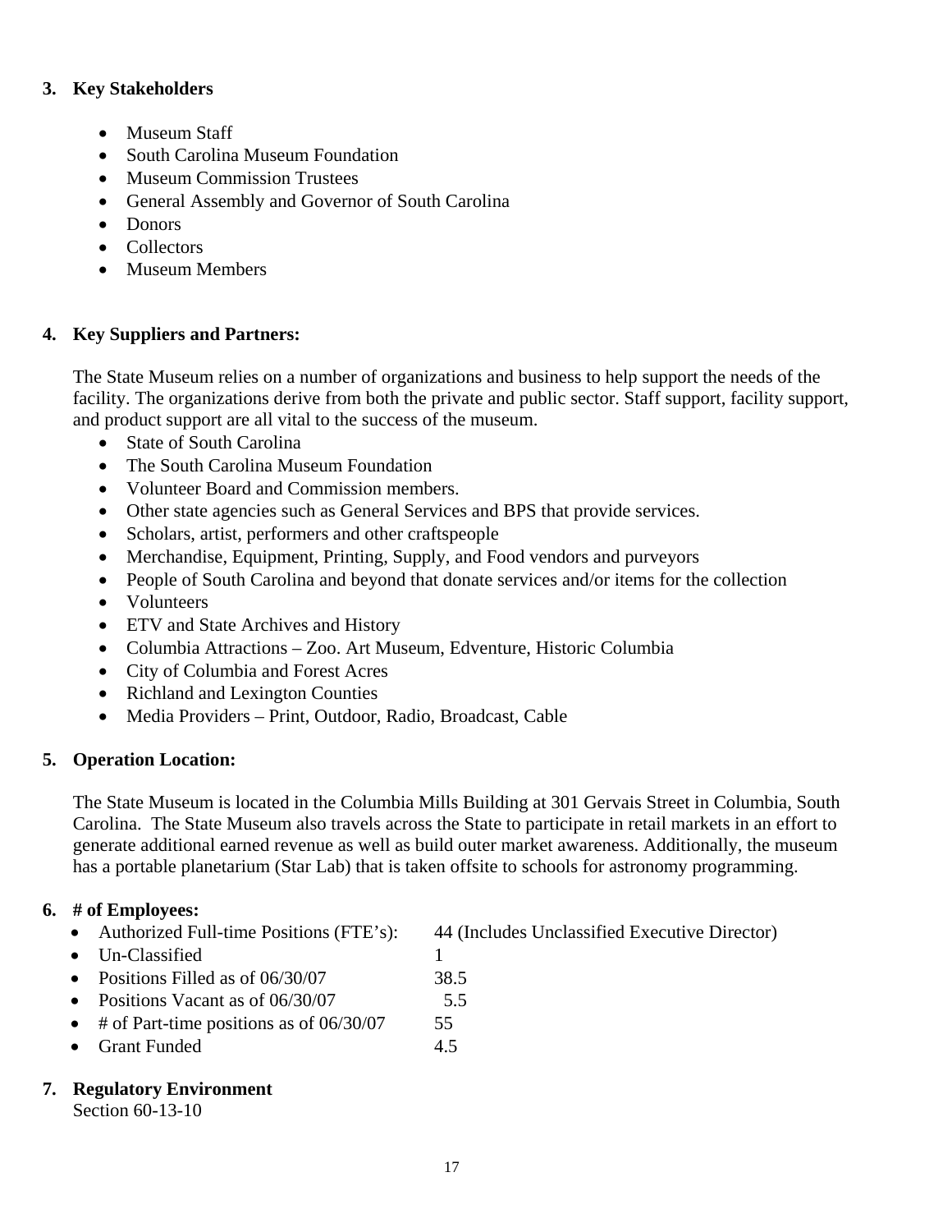**3. Key Stakeholders**

- Museum Staff
- South Carolina Museum Foundation
- Museum Commission Trustees
- General Assembly and Governor of South Carolina
- Donors
- Collectors
- Museum Members

**4. Key Suppliers and Partners:**

The State Museum relies on a number of organizations and business to help support the needs of the facility. The organizations derive from both the private and public sector. Staff support, facility support, and product support are all vital to the success of the museum.

- State of South Carolina
- The South Carolina Museum Foundation
- Volunteer Board and Commission members.
- Other state agencies such as General Services and BPS that provide services.
- Scholars, artist, performers and other craftspeople
- Merchandise, Equipment, Printing, Supply, and Food vendors and purveyors
- People of South Carolina and beyond that donate services and/or items for the collection
- Volunteers
- ETV and State Archives and History
- Columbia Attractions – Zoo. Art Museum, Edventure, Historic Columbia
- City of Columbia and Forest Acres
- Richland and Lexington Counties
- Media Providers – Print, Outdoor, Radio, Broadcast, Cable

**5. Operation Location:**

The State Museum is located in the Columbia Mills Building at 301 Gervais Street in Columbia, South Carolina. The State Museum also travels across the State to participate in retail markets in an effort to generate additional earned revenue as well as build outer market awareness. Additionally, the museum has a portable planetarium (Star Lab) that is taken offsite to schools for astronomy programming.

**6. # of Employees:**

- Authorized Full-time Positions (FTE's): 44 (Includes Unclassified Executive Director)
- Un-Classified 1
- Positions Filled as of 06/30/07 38.5
- Positions Vacant as of 06/30/07 5.5
- # of Part-time positions as of 06/30/07 55
- Grant Funded 4.5

**7. Regulatory Environment**

Section 60-13-10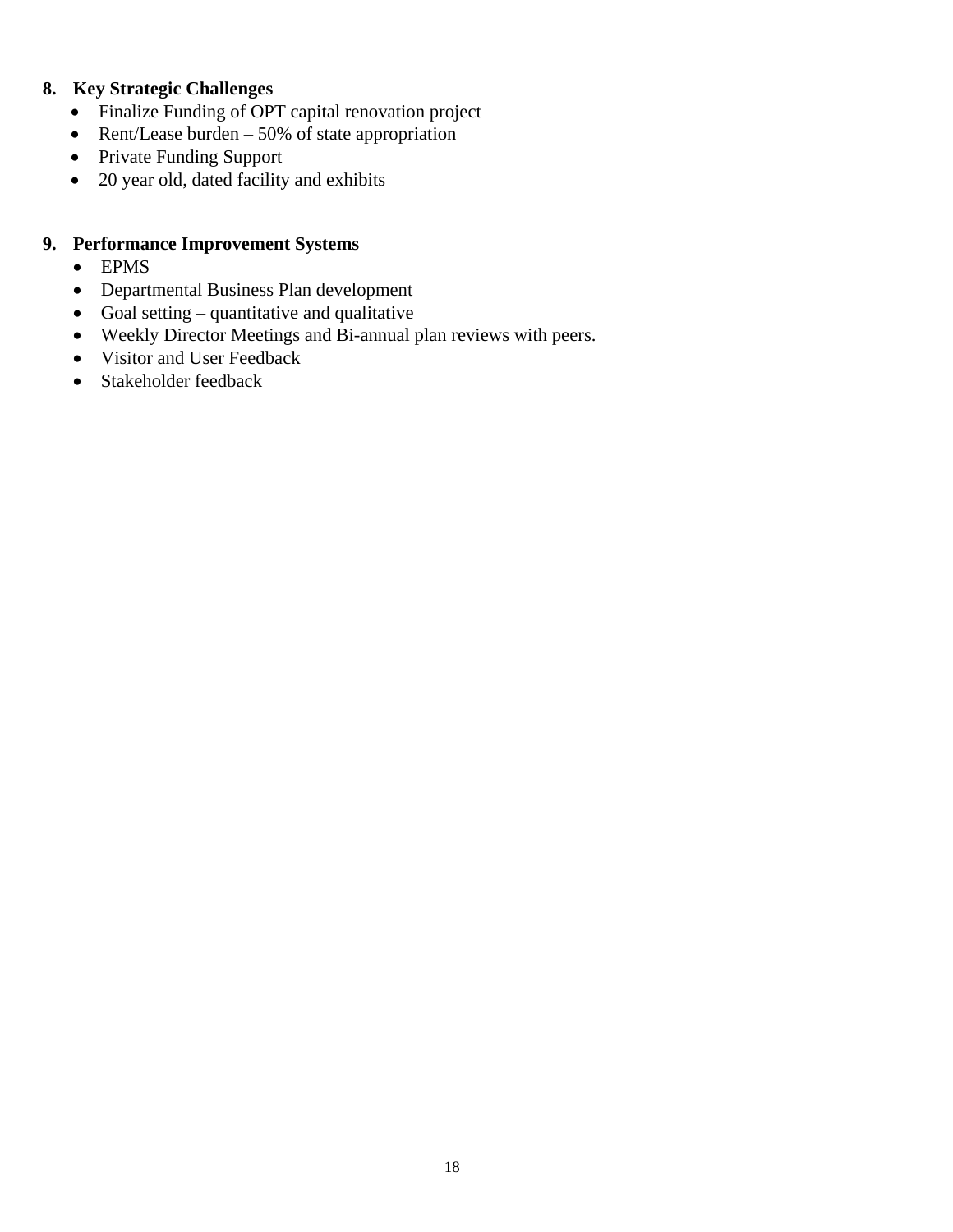**8. Key Strategic Challenges**

- Finalize Funding of OPT capital renovation project
- Rent/Lease burden – 50% of state appropriation
- Private Funding Support
- 20 year old, dated facility and exhibits

**9. Performance Improvement Systems**

- EPMS
- Departmental Business Plan development
- Goal setting – quantitative and qualitative
- Weekly Director Meetings and Bi-annual plan reviews with peers.
- Visitor and User Feedback
- Stakeholder feedback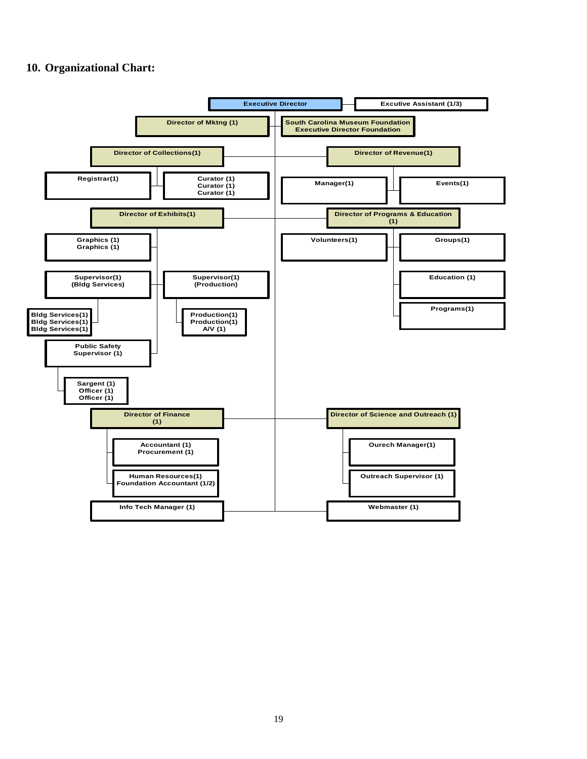## 10. Organizational Chart:

- **Executive Director**
  - Excutive Assistant (1/3)
  - Director of Mktng (1)
  - South Carolina Museum Foundation Executive Director Foundation
  - **Director of Collections(1)**
    - Registrar(1)
    - Curator (1)
    - Curator (1)
    - Curator (1)
  - **Director of Revenue(1)**
    - Manager(1)
    - Events(1)
  - **Director of Exhibits(1)**
    - Graphics (1)
    - Graphics (1)
    - Supervisor(1) (Bldg Services)
      - Bldg Services(1)
      - Bldg Services(1)
      - Bldg Services(1)
    - Supervisor(1) (Production)
      - Production(1)
      - Production(1)
      - A/V (1)
    - Public Safety Supervisor (1)
      - Sargent (1)
      - Officer (1)
      - Officer (1)
  - **Director of Programs & Education (1)**
    - Volunteers(1)
    - Groups(1)
    - Education (1)
    - Programs(1)
  - **Director of Finance (1)**
    - Accountant (1)
    - Procurement (1)
    - Human Resources(1)
    - Foundation Accountant (1/2)
  - **Director of Science and Outreach (1)**
    - Ourech Manager(1)
    - Outreach Supervisor (1)
  - Info Tech Manager (1)
  - Webmaster (1)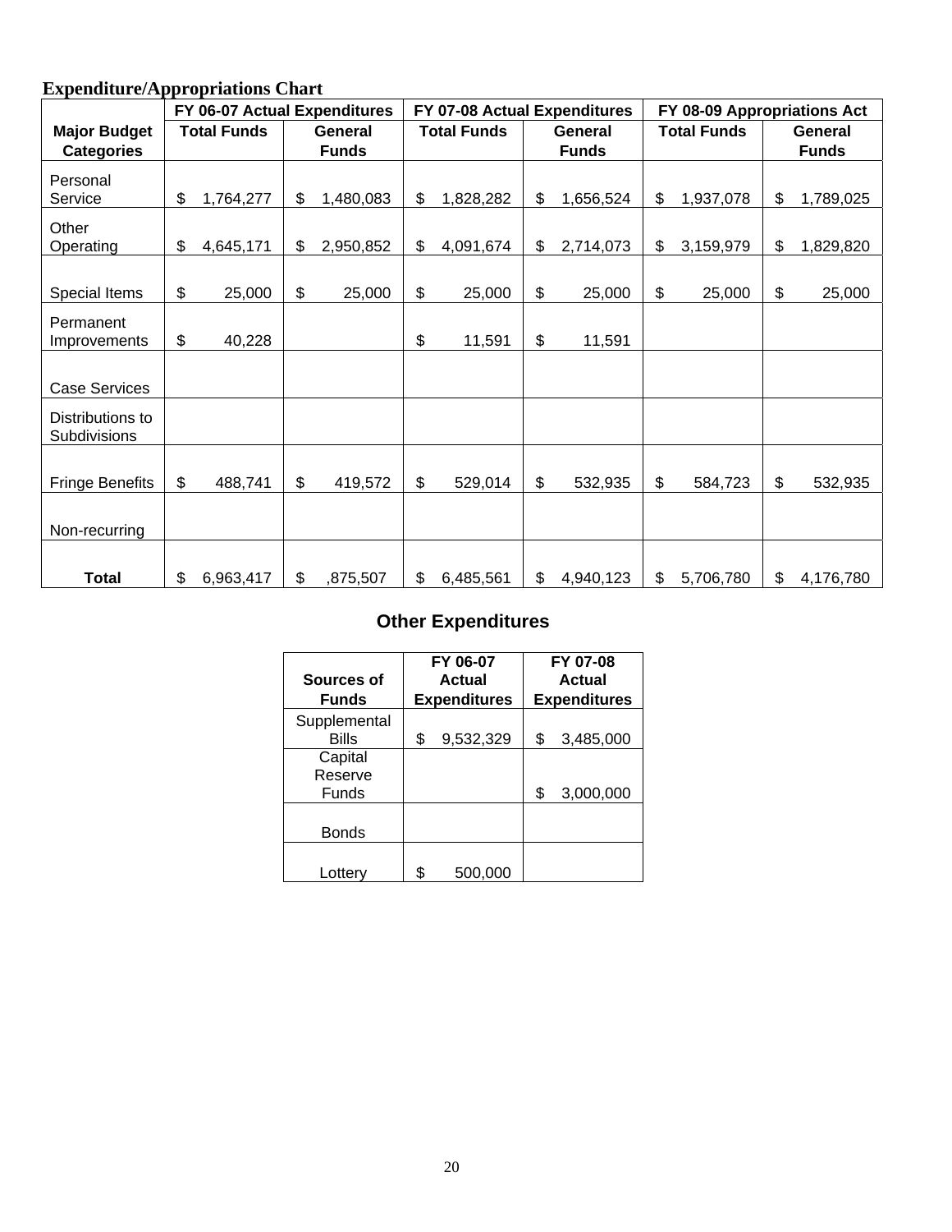**Expenditure/Appropriations Chart**

| Major Budget Categories | FY 06-07 Actual Expenditures | | FY 07-08 Actual Expenditures | | FY 08-09 Appropriations Act | |
|---|---|---|---|---|---|---|
| | Total Funds | General Funds | Total Funds | General Funds | Total Funds | General Funds |
| Personal Service | $ 1,764,277 | $ 1,480,083 | $ 1,828,282 | $ 1,656,524 | $ 1,937,078 | $ 1,789,025 |
| Other Operating | $ 4,645,171 | $ 2,950,852 | $ 4,091,674 | $ 2,714,073 | $ 3,159,979 | $ 1,829,820 |
| Special Items | $ 25,000 | $ 25,000 | $ 25,000 | $ 25,000 | $ 25,000 | $ 25,000 |
| Permanent Improvements | $ 40,228 | | $ 11,591 | $ 11,591 | | |
| Case Services | | | | | | |
| Distributions to Subdivisions | | | | | | |
| Fringe Benefits | $ 488,741 | $ 419,572 | $ 529,014 | $ 532,935 | $ 584,723 | $ 532,935 |
| Non-recurring | | | | | | |
| **Total** | $ 6,963,417 | $ ,875,507 | $ 6,485,561 | $ 4,940,123 | $ 5,706,780 | $ 4,176,780 |

## Other Expenditures

| Sources of Funds | FY 06-07 Actual Expenditures | FY 07-08 Actual Expenditures |
|---|---|---|
| Supplemental Bills | $ 9,532,329 | $ 3,485,000 |
| Capital Reserve Funds | | $ 3,000,000 |
| Bonds | | |
| Lottery | $ 500,000 | |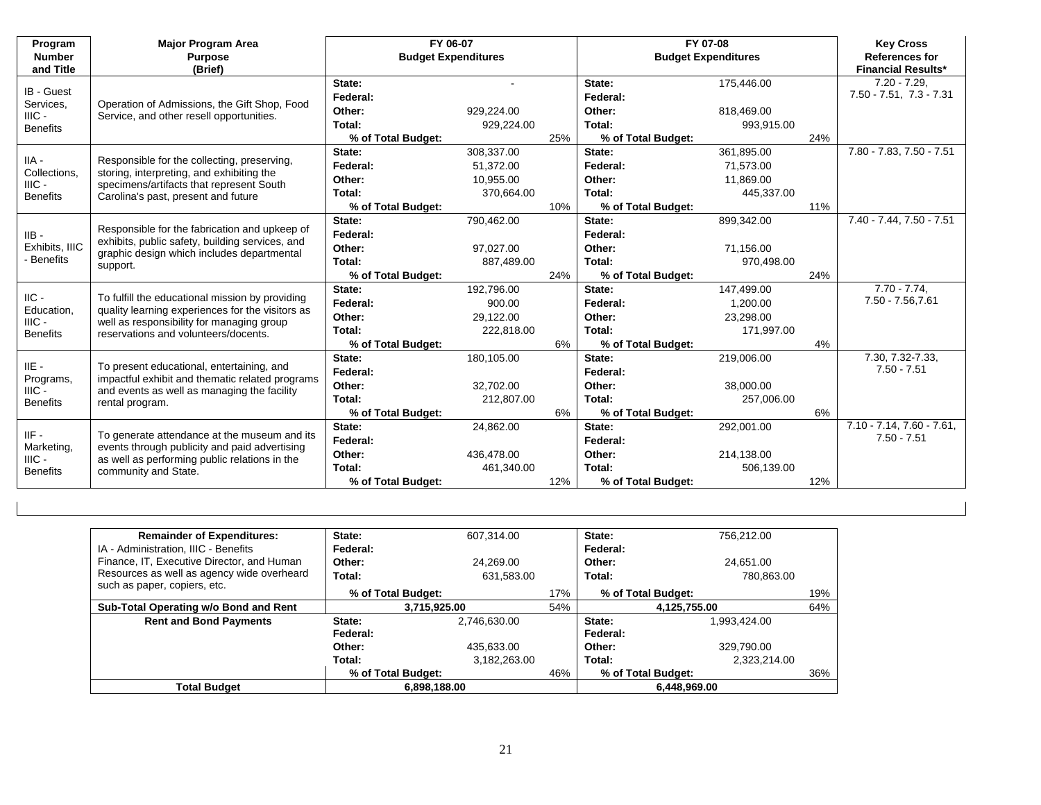| Program Number and Title | Major Program Area Purpose (Brief) | FY 06-07 Budget Expenditures | | | FY 07-08 Budget Expenditures | | | Key Cross References for Financial Results* |
|---|---|---|---|---|---|---|---|---|
| IB - Guest Services, IIIC - Benefits | Operation of Admissions, the Gift Shop, Food Service, and other resell opportunities. | State: | - | | State: | 175,446.00 | | 7.20 - 7.29, 7.50 - 7.51, 7.3 - 7.31 |
| | | Federal: | | | Federal: | | | |
| | | Other: | 929,224.00 | | Other: | 818,469.00 | | |
| | | Total: | 929,224.00 | | Total: | 993,915.00 | | |
| | | % of Total Budget: | | 25% | % of Total Budget: | | 24% | |
| IIA - Collections, IIIC - Benefits | Responsible for the collecting, preserving, storing, interpreting, and exhibiting the specimens/artifacts that represent South Carolina's past, present and future | State: | 308,337.00 | | State: | 361,895.00 | | 7.80 - 7.83, 7.50 - 7.51 |
| | | Federal: | 51,372.00 | | Federal: | 71,573.00 | | |
| | | Other: | 10,955.00 | | Other: | 11,869.00 | | |
| | | Total: | 370,664.00 | | Total: | 445,337.00 | | |
| | | % of Total Budget: | | 10% | % of Total Budget: | | 11% | |
| IIB - Exhibits, IIIC - Benefits | Responsible for the fabrication and upkeep of exhibits, public safety, building services, and graphic design which includes departmental support. | State: | 790,462.00 | | State: | 899,342.00 | | 7.40 - 7.44, 7.50 - 7.51 |
| | | Federal: | | | Federal: | | | |
| | | Other: | 97,027.00 | | Other: | 71,156.00 | | |
| | | Total: | 887,489.00 | | Total: | 970,498.00 | | |
| | | % of Total Budget: | | 24% | % of Total Budget: | | 24% | |
| IIC - Education, IIIC - Benefits | To fulfill the educational mission by providing quality learning experiences for the visitors as well as responsibility for managing group reservations and volunteers/docents. | State: | 192,796.00 | | State: | 147,499.00 | | 7.70 - 7.74, 7.50 - 7.56,7.61 |
| | | Federal: | 900.00 | | Federal: | 1,200.00 | | |
| | | Other: | 29,122.00 | | Other: | 23,298.00 | | |
| | | Total: | 222,818.00 | | Total: | 171,997.00 | | |
| | | % of Total Budget: | | 6% | % of Total Budget: | | 4% | |
| IIE - Programs, IIIC - Benefits | To present educational, entertaining, and impactful exhibit and thematic related programs and events as well as managing the facility rental program. | State: | 180,105.00 | | State: | 219,006.00 | | 7.30, 7.32-7.33, 7.50 - 7.51 |
| | | Federal: | | | Federal: | | | |
| | | Other: | 32,702.00 | | Other: | 38,000.00 | | |
| | | Total: | 212,807.00 | | Total: | 257,006.00 | | |
| | | % of Total Budget: | | 6% | % of Total Budget: | | 6% | |
| IIF - Marketing, IIIC - Benefits | To generate attendance at the museum and its events through publicity and paid advertising as well as performing public relations in the community and State. | State: | 24,862.00 | | State: | 292,001.00 | | 7.10 - 7.14, 7.60 - 7.61, 7.50 - 7.51 |
| | | Federal: | | | Federal: | | | |
| | | Other: | 436,478.00 | | Other: | 214,138.00 | | |
| | | Total: | 461,340.00 | | Total: | 506,139.00 | | |
| | | % of Total Budget: | | 12% | % of Total Budget: | | 12% | |

| Remainder of Expenditures: | FY 06-07 | | | FY 07-08 | | |
|---|---|---|---|---|---|---|
| IA - Administration, IIIC - Benefits Finance, IT, Executive Director, and Human Resources as well as agency wide overheard such as paper, copiers, etc. | State: | 607,314.00 | | State: | 756,212.00 | |
| | Federal: | | | Federal: | | |
| | Other: | 24,269.00 | | Other: | 24,651.00 | |
| | Total: | 631,583.00 | | Total: | 780,863.00 | |
| | % of Total Budget: | | 17% | % of Total Budget: | | 19% |
| **Sub-Total Operating w/o Bond and Rent** | 3,715,925.00 | | 54% | 4,125,755.00 | | 64% |
| **Rent and Bond Payments** | State: | 2,746,630.00 | | State: | 1,993,424.00 | |
| | Federal: | | | Federal: | | |
| | Other: | 435,633.00 | | Other: | 329,790.00 | |
| | Total: | 3,182,263.00 | | Total: | 2,323,214.00 | |
| | % of Total Budget: | | 46% | % of Total Budget: | | 36% |
| **Total Budget** | 6,898,188.00 | | | 6,448,969.00 | | |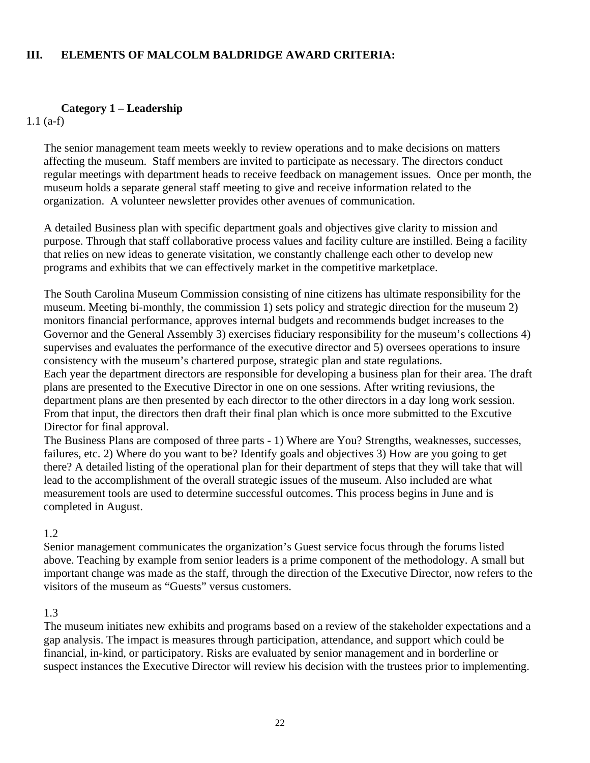## III. ELEMENTS OF MALCOLM BALDRIDGE AWARD CRITERIA:

### Category 1 – Leadership

1.1 (a-f)

The senior management team meets weekly to review operations and to make decisions on matters affecting the museum. Staff members are invited to participate as necessary. The directors conduct regular meetings with department heads to receive feedback on management issues. Once per month, the museum holds a separate general staff meeting to give and receive information related to the organization. A volunteer newsletter provides other avenues of communication.

A detailed Business plan with specific department goals and objectives give clarity to mission and purpose. Through that staff collaborative process values and facility culture are instilled. Being a facility that relies on new ideas to generate visitation, we constantly challenge each other to develop new programs and exhibits that we can effectively market in the competitive marketplace.

The South Carolina Museum Commission consisting of nine citizens has ultimate responsibility for the museum. Meeting bi-monthly, the commission 1) sets policy and strategic direction for the museum 2) monitors financial performance, approves internal budgets and recommends budget increases to the Governor and the General Assembly 3) exercises fiduciary responsibility for the museum's collections 4) supervises and evaluates the performance of the executive director and 5) oversees operations to insure consistency with the museum's chartered purpose, strategic plan and state regulations.
Each year the department directors are responsible for developing a business plan for their area. The draft plans are presented to the Executive Director in one on one sessions. After writing reviusions, the department plans are then presented by each director to the other directors in a day long work session. From that input, the directors then draft their final plan which is once more submitted to the Excutive Director for final approval.
The Business Plans are composed of three parts - 1) Where are You? Strengths, weaknesses, successes, failures, etc. 2) Where do you want to be? Identify goals and objectives 3) How are you going to get there? A detailed listing of the operational plan for their department of steps that they will take that will lead to the accomplishment of the overall strategic issues of the museum. Also included are what measurement tools are used to determine successful outcomes. This process begins in June and is completed in August.

1.2
Senior management communicates the organization's Guest service focus through the forums listed above. Teaching by example from senior leaders is a prime component of the methodology. A small but important change was made as the staff, through the direction of the Executive Director, now refers to the visitors of the museum as "Guests" versus customers.

1.3
The museum initiates new exhibits and programs based on a review of the stakeholder expectations and a gap analysis. The impact is measures through participation, attendance, and support which could be financial, in-kind, or participatory. Risks are evaluated by senior management and in borderline or suspect instances the Executive Director will review his decision with the trustees prior to implementing.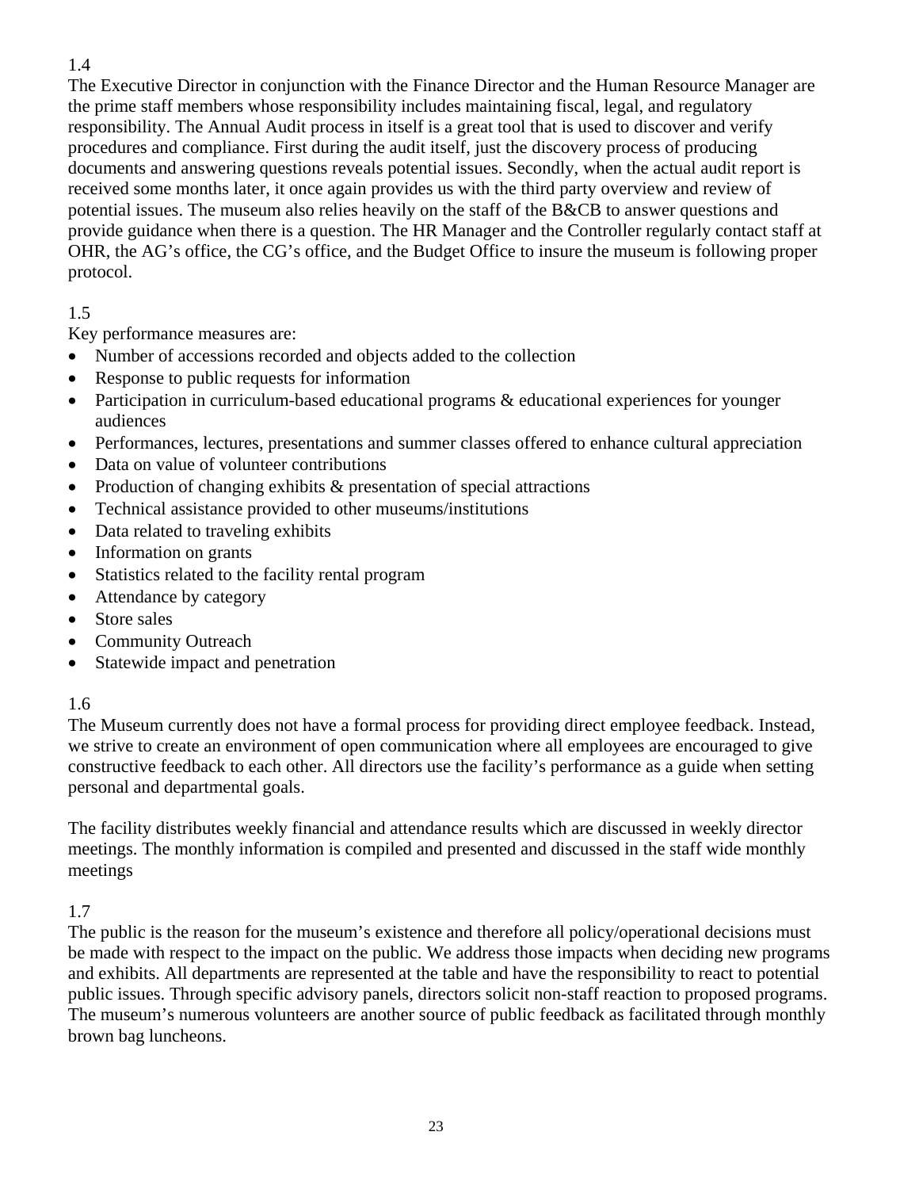1.4

The Executive Director in conjunction with the Finance Director and the Human Resource Manager are the prime staff members whose responsibility includes maintaining fiscal, legal, and regulatory responsibility. The Annual Audit process in itself is a great tool that is used to discover and verify procedures and compliance. First during the audit itself, just the discovery process of producing documents and answering questions reveals potential issues. Secondly, when the actual audit report is received some months later, it once again provides us with the third party overview and review of potential issues. The museum also relies heavily on the staff of the B&CB to answer questions and provide guidance when there is a question. The HR Manager and the Controller regularly contact staff at OHR, the AG's office, the CG's office, and the Budget Office to insure the museum is following proper protocol.

1.5

Key performance measures are:

- Number of accessions recorded and objects added to the collection
- Response to public requests for information
- Participation in curriculum-based educational programs & educational experiences for younger audiences
- Performances, lectures, presentations and summer classes offered to enhance cultural appreciation
- Data on value of volunteer contributions
- Production of changing exhibits & presentation of special attractions
- Technical assistance provided to other museums/institutions
- Data related to traveling exhibits
- Information on grants
- Statistics related to the facility rental program
- Attendance by category
- Store sales
- Community Outreach
- Statewide impact and penetration

1.6

The Museum currently does not have a formal process for providing direct employee feedback. Instead, we strive to create an environment of open communication where all employees are encouraged to give constructive feedback to each other. All directors use the facility's performance as a guide when setting personal and departmental goals.

The facility distributes weekly financial and attendance results which are discussed in weekly director meetings. The monthly information is compiled and presented and discussed in the staff wide monthly meetings

1.7

The public is the reason for the museum's existence and therefore all policy/operational decisions must be made with respect to the impact on the public. We address those impacts when deciding new programs and exhibits. All departments are represented at the table and have the responsibility to react to potential public issues. Through specific advisory panels, directors solicit non-staff reaction to proposed programs. The museum's numerous volunteers are another source of public feedback as facilitated through monthly brown bag luncheons.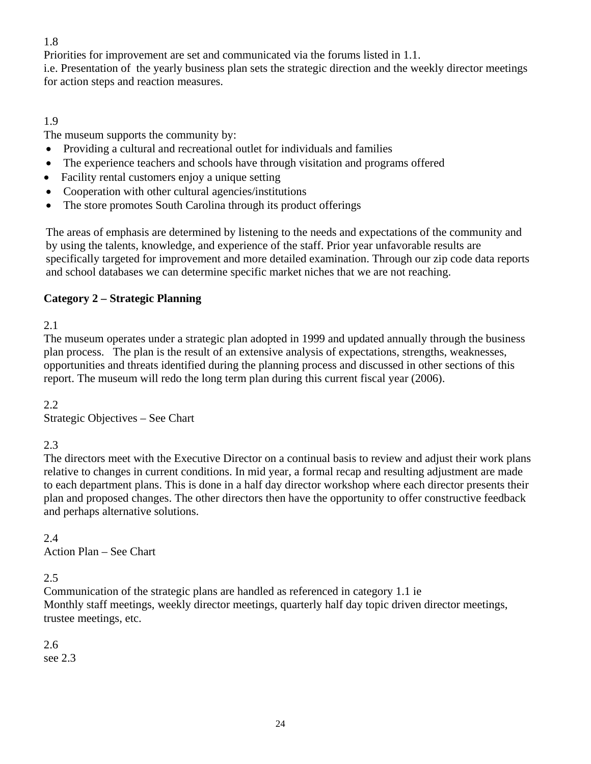1.8
Priorities for improvement are set and communicated via the forums listed in 1.1.
i.e. Presentation of the yearly business plan sets the strategic direction and the weekly director meetings for action steps and reaction measures.

1.9
The museum supports the community by:

- Providing a cultural and recreational outlet for individuals and families
- The experience teachers and schools have through visitation and programs offered
- Facility rental customers enjoy a unique setting
- Cooperation with other cultural agencies/institutions
- The store promotes South Carolina through its product offerings

The areas of emphasis are determined by listening to the needs and expectations of the community and by using the talents, knowledge, and experience of the staff. Prior year unfavorable results are specifically targeted for improvement and more detailed examination. Through our zip code data reports and school databases we can determine specific market niches that we are not reaching.

**Category 2 – Strategic Planning**

2.1
The museum operates under a strategic plan adopted in 1999 and updated annually through the business plan process. The plan is the result of an extensive analysis of expectations, strengths, weaknesses, opportunities and threats identified during the planning process and discussed in other sections of this report. The museum will redo the long term plan during this current fiscal year (2006).

2.2
Strategic Objectives – See Chart

2.3
The directors meet with the Executive Director on a continual basis to review and adjust their work plans relative to changes in current conditions. In mid year, a formal recap and resulting adjustment are made to each department plans. This is done in a half day director workshop where each director presents their plan and proposed changes. The other directors then have the opportunity to offer constructive feedback and perhaps alternative solutions.

2.4
Action Plan – See Chart

2.5
Communication of the strategic plans are handled as referenced in category 1.1 ie
Monthly staff meetings, weekly director meetings, quarterly half day topic driven director meetings, trustee meetings, etc.

2.6
see 2.3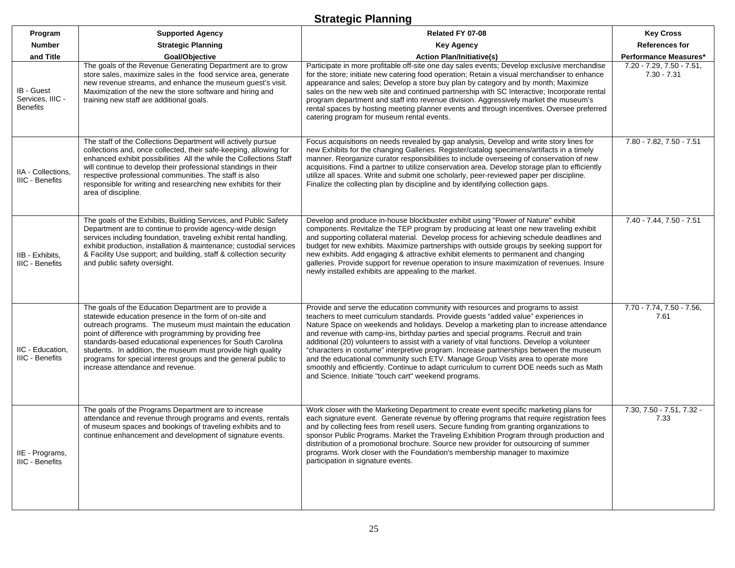# Strategic Planning

| Program Number and Title | Supported Agency Strategic Planning Goal/Objective | Related FY 07-08 Key Agency Action Plan/Initiative(s) | Key Cross References for Performance Measures* |
|---|---|---|---|
| IB - Guest Services, IIIC - Benefits | The goals of the Revenue Generating Department are to grow store sales, maximize sales in the food service area, generate new revenue streams, and enhance the museum guest's visit. Maximization of the new the store software and hiring and training new staff are additional goals. | Participate in more profitable off-site one day sales events; Develop exclusive merchandise for the store; initiate new catering food operation; Retain a visual merchandiser to enhance appearance and sales; Develop a store buy plan by category and by month; Maximize sales on the new web site and continued partnership with SC Interactive; Incorporate rental program department and staff into revenue division. Aggressively market the museum's rental spaces by hosting meeting planner events and through incentives. Oversee preferred catering program for museum rental events. | 7.20 - 7.29, 7.50 - 7.51, 7.30 - 7.31 |
| IIA - Collections, IIIC - Benefits | The staff of the Collections Department will actively pursue collections and, once collected, their safe-keeping, allowing for enhanced exhibit possibilities All the while the Collections Staff will continue to develop their professional standings in their respective professional communities. The staff is also responsible for writing and researching new exhibits for their area of discipline. | Focus acquisitions on needs revealed by gap analysis, Develop and write story lines for new Exhibits for the changing Galleries. Register/catalog specimens/artifacts in a timely manner. Reorganize curator responsibilities to include overseeing of conservation of new acquisitions. Find a partner to utilize conservation area. Develop storage plan to efficiently utilize all spaces. Write and submit one scholarly, peer-reviewed paper per discipline. Finalize the collecting plan by discipline and by identifying collection gaps. | 7.80 - 7.82, 7.50 - 7.51 |
| IIB - Exhibits, IIIC - Benefits | The goals of the Exhibits, Building Services, and Public Safety Department are to continue to provide agency-wide design services including foundation, traveling exhibit rental handling, exhibit production, installation & maintenance; custodial services & Facility Use support; and building, staff & collection security and public safety oversight. | Develop and produce in-house blockbuster exhibit using "Power of Nature" exhibit components. Revitalize the TEP program by producing at least one new traveling exhibit and supporting collateral material. Develop process for achieving schedule deadlines and budget for new exhibits. Maximize partnerships with outside groups by seeking support for new exhibits. Add engaging & attractive exhibit elements to permanent and changing galleries. Provide support for revenue operation to insure maximization of revenues. Insure newly installed exhibits are appealing to the market. | 7.40 - 7.44, 7.50 - 7.51 |
| IIC - Education, IIIC - Benefits | The goals of the Education Department are to provide a statewide education presence in the form of on-site and outreach programs. The museum must maintain the education point of difference with programming by providing free standards-based educational experiences for South Carolina students. In addition, the museum must provide high quality programs for special interest groups and the general public to increase attendance and revenue. | Provide and serve the education community with resources and programs to assist teachers to meet curriculum standards. Provide guests "added value" experiences in Nature Space on weekends and holidays. Develop a marketing plan to increase attendance and revenue with camp-ins, birthday parties and special programs. Recruit and train additional (20) volunteers to assist with a variety of vital functions. Develop a volunteer "characters in costume" interpretive program. Increase partnerships between the museum and the educational community such ETV. Manage Group Visits area to operate more smoothly and efficiently. Continue to adapt curriculum to current DOE needs such as Math and Science. Initiate "touch cart" weekend programs. | 7.70 - 7.74, 7.50 - 7.56, 7.61 |
| IIE - Programs, IIIC - Benefits | The goals of the Programs Department are to increase attendance and revenue through programs and events, rentals of museum spaces and bookings of traveling exhibits and to continue enhancement and development of signature events. | Work closer with the Marketing Department to create event specific marketing plans for each signature event. Generate revenue by offering programs that require registration fees and by collecting fees from resell users. Secure funding from granting organizations to sponsor Public Programs. Market the Traveling Exhibition Program through production and distribution of a promotional brochure. Source new provider for outsourcing of summer programs. Work closer with the Foundation's membership manager to maximize participation in signature events. | 7.30, 7.50 - 7.51, 7.32 - 7.33 |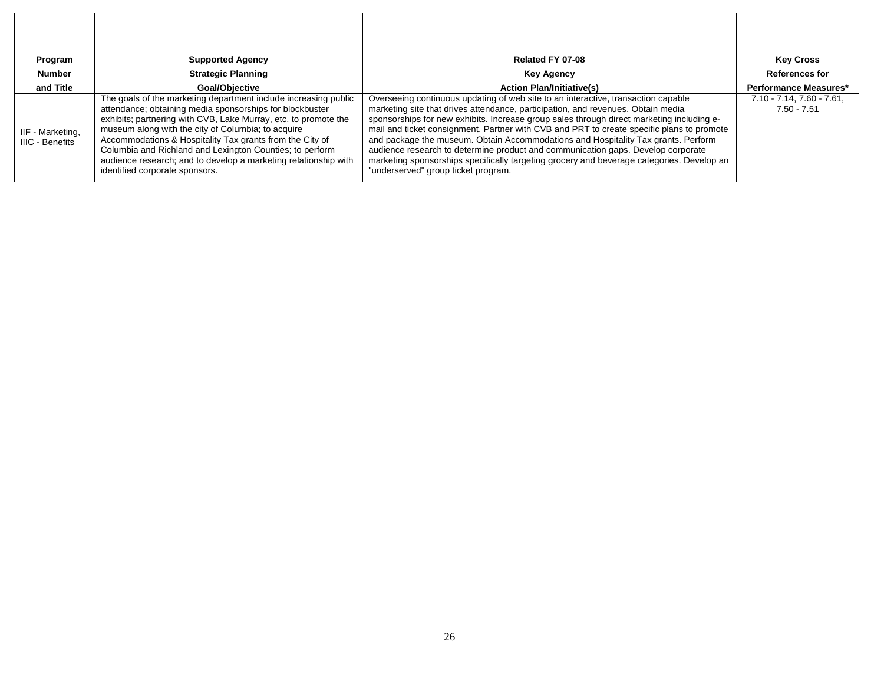| Program Number and Title | Supported Agency Strategic Planning Goal/Objective | Related FY 07-08 Key Agency Action Plan/Initiative(s) | Key Cross References for Performance Measures* |
|---|---|---|---|
| IIF - Marketing, IIIC - Benefits | The goals of the marketing department include increasing public attendance; obtaining media sponsorships for blockbuster exhibits; partnering with CVB, Lake Murray, etc. to promote the museum along with the city of Columbia; to acquire Accommodations & Hospitality Tax grants from the City of Columbia and Richland and Lexington Counties; to perform audience research; and to develop a marketing relationship with identified corporate sponsors. | Overseeing continuous updating of web site to an interactive, transaction capable marketing site that drives attendance, participation, and revenues. Obtain media sponsorships for new exhibits. Increase group sales through direct marketing including e-mail and ticket consignment. Partner with CVB and PRT to create specific plans to promote and package the museum. Obtain Accommodations and Hospitality Tax grants. Perform audience research to determine product and communication gaps. Develop corporate marketing sponsorships specifically targeting grocery and beverage categories. Develop an "underserved" group ticket program. | 7.10 - 7.14, 7.60 - 7.61, 7.50 - 7.51 |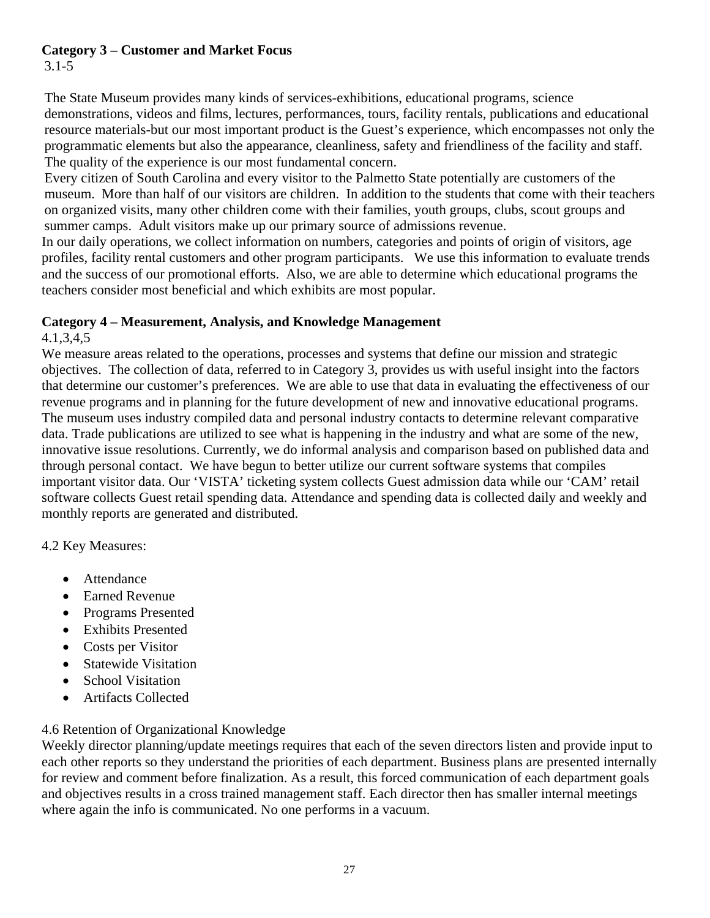**Category 3 – Customer and Market Focus**

3.1-5

The State Museum provides many kinds of services-exhibitions, educational programs, science demonstrations, videos and films, lectures, performances, tours, facility rentals, publications and educational resource materials-but our most important product is the Guest's experience, which encompasses not only the programmatic elements but also the appearance, cleanliness, safety and friendliness of the facility and staff. The quality of the experience is our most fundamental concern.

Every citizen of South Carolina and every visitor to the Palmetto State potentially are customers of the museum. More than half of our visitors are children. In addition to the students that come with their teachers on organized visits, many other children come with their families, youth groups, clubs, scout groups and summer camps. Adult visitors make up our primary source of admissions revenue.

In our daily operations, we collect information on numbers, categories and points of origin of visitors, age profiles, facility rental customers and other program participants. We use this information to evaluate trends and the success of our promotional efforts. Also, we are able to determine which educational programs the teachers consider most beneficial and which exhibits are most popular.

**Category 4 – Measurement, Analysis, and Knowledge Management**

4.1,3,4,5

We measure areas related to the operations, processes and systems that define our mission and strategic objectives. The collection of data, referred to in Category 3, provides us with useful insight into the factors that determine our customer's preferences. We are able to use that data in evaluating the effectiveness of our revenue programs and in planning for the future development of new and innovative educational programs. The museum uses industry compiled data and personal industry contacts to determine relevant comparative data. Trade publications are utilized to see what is happening in the industry and what are some of the new, innovative issue resolutions. Currently, we do informal analysis and comparison based on published data and through personal contact. We have begun to better utilize our current software systems that compiles important visitor data. Our 'VISTA' ticketing system collects Guest admission data while our 'CAM' retail software collects Guest retail spending data. Attendance and spending data is collected daily and weekly and monthly reports are generated and distributed.

4.2 Key Measures:

- Attendance
- Earned Revenue
- Programs Presented
- Exhibits Presented
- Costs per Visitor
- Statewide Visitation
- School Visitation
- Artifacts Collected

4.6 Retention of Organizational Knowledge

Weekly director planning/update meetings requires that each of the seven directors listen and provide input to each other reports so they understand the priorities of each department. Business plans are presented internally for review and comment before finalization. As a result, this forced communication of each department goals and objectives results in a cross trained management staff. Each director then has smaller internal meetings where again the info is communicated. No one performs in a vacuum.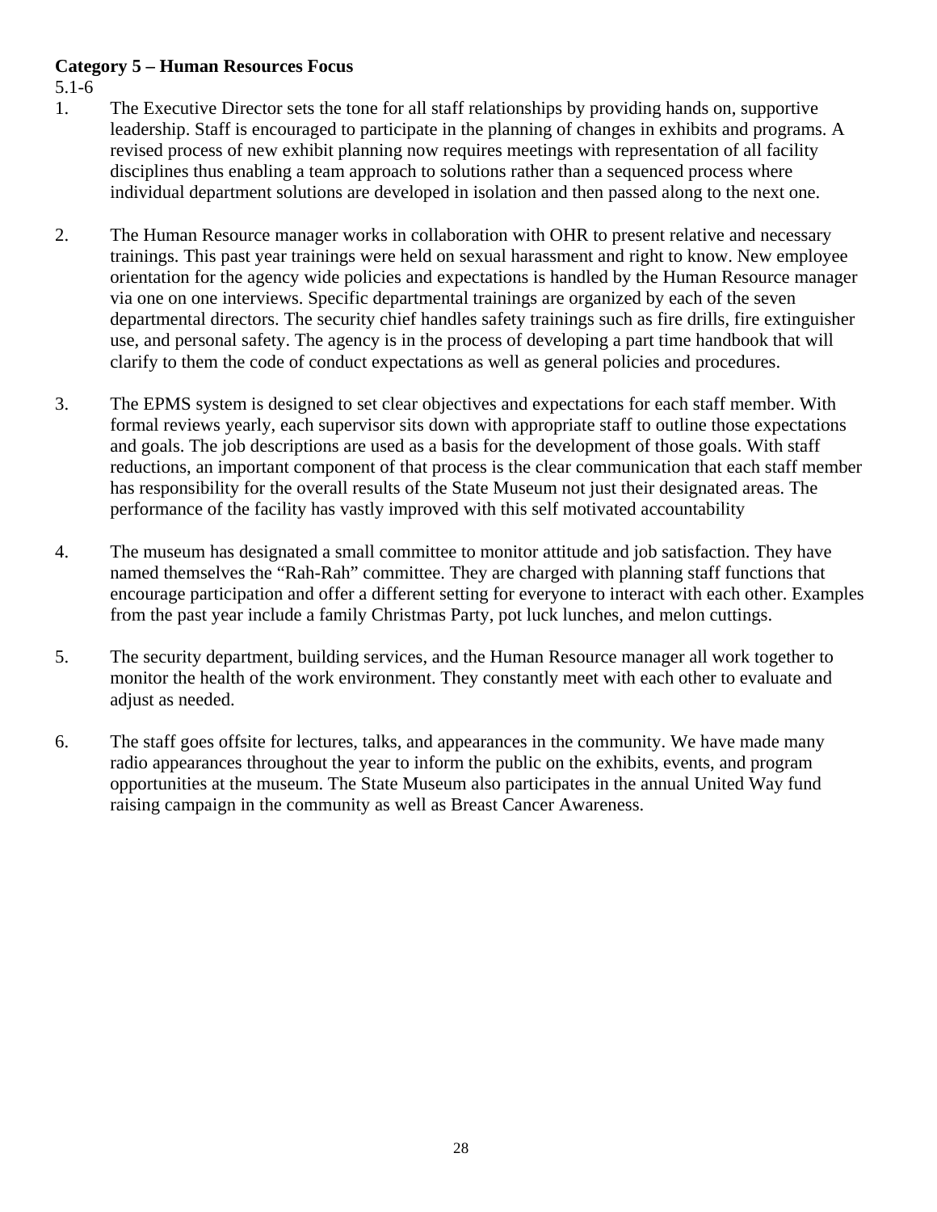**Category 5 – Human Resources Focus**

5.1-6

1. The Executive Director sets the tone for all staff relationships by providing hands on, supportive leadership. Staff is encouraged to participate in the planning of changes in exhibits and programs. A revised process of new exhibit planning now requires meetings with representation of all facility disciplines thus enabling a team approach to solutions rather than a sequenced process where individual department solutions are developed in isolation and then passed along to the next one.

2. The Human Resource manager works in collaboration with OHR to present relative and necessary trainings. This past year trainings were held on sexual harassment and right to know. New employee orientation for the agency wide policies and expectations is handled by the Human Resource manager via one on one interviews. Specific departmental trainings are organized by each of the seven departmental directors. The security chief handles safety trainings such as fire drills, fire extinguisher use, and personal safety. The agency is in the process of developing a part time handbook that will clarify to them the code of conduct expectations as well as general policies and procedures.

3. The EPMS system is designed to set clear objectives and expectations for each staff member. With formal reviews yearly, each supervisor sits down with appropriate staff to outline those expectations and goals. The job descriptions are used as a basis for the development of those goals. With staff reductions, an important component of that process is the clear communication that each staff member has responsibility for the overall results of the State Museum not just their designated areas. The performance of the facility has vastly improved with this self motivated accountability

4. The museum has designated a small committee to monitor attitude and job satisfaction. They have named themselves the "Rah-Rah" committee. They are charged with planning staff functions that encourage participation and offer a different setting for everyone to interact with each other. Examples from the past year include a family Christmas Party, pot luck lunches, and melon cuttings.

5. The security department, building services, and the Human Resource manager all work together to monitor the health of the work environment. They constantly meet with each other to evaluate and adjust as needed.

6. The staff goes offsite for lectures, talks, and appearances in the community. We have made many radio appearances throughout the year to inform the public on the exhibits, events, and program opportunities at the museum. The State Museum also participates in the annual United Way fund raising campaign in the community as well as Breast Cancer Awareness.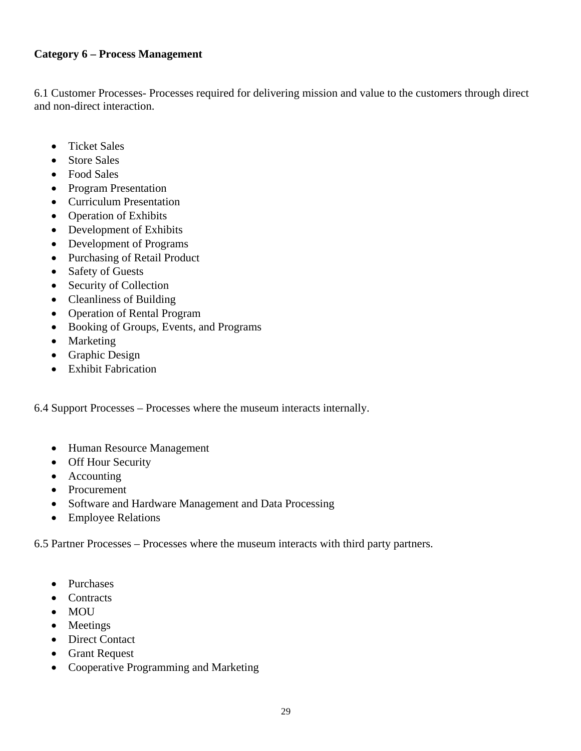**Category 6 – Process Management**

6.1 Customer Processes- Processes required for delivering mission and value to the customers through direct and non-direct interaction.

- Ticket Sales
- Store Sales
- Food Sales
- Program Presentation
- Curriculum Presentation
- Operation of Exhibits
- Development of Exhibits
- Development of Programs
- Purchasing of Retail Product
- Safety of Guests
- Security of Collection
- Cleanliness of Building
- Operation of Rental Program
- Booking of Groups, Events, and Programs
- Marketing
- Graphic Design
- Exhibit Fabrication

6.4 Support Processes – Processes where the museum interacts internally.

- Human Resource Management
- Off Hour Security
- Accounting
- Procurement
- Software and Hardware Management and Data Processing
- Employee Relations

6.5 Partner Processes – Processes where the museum interacts with third party partners.

- Purchases
- Contracts
- MOU
- Meetings
- Direct Contact
- Grant Request
- Cooperative Programming and Marketing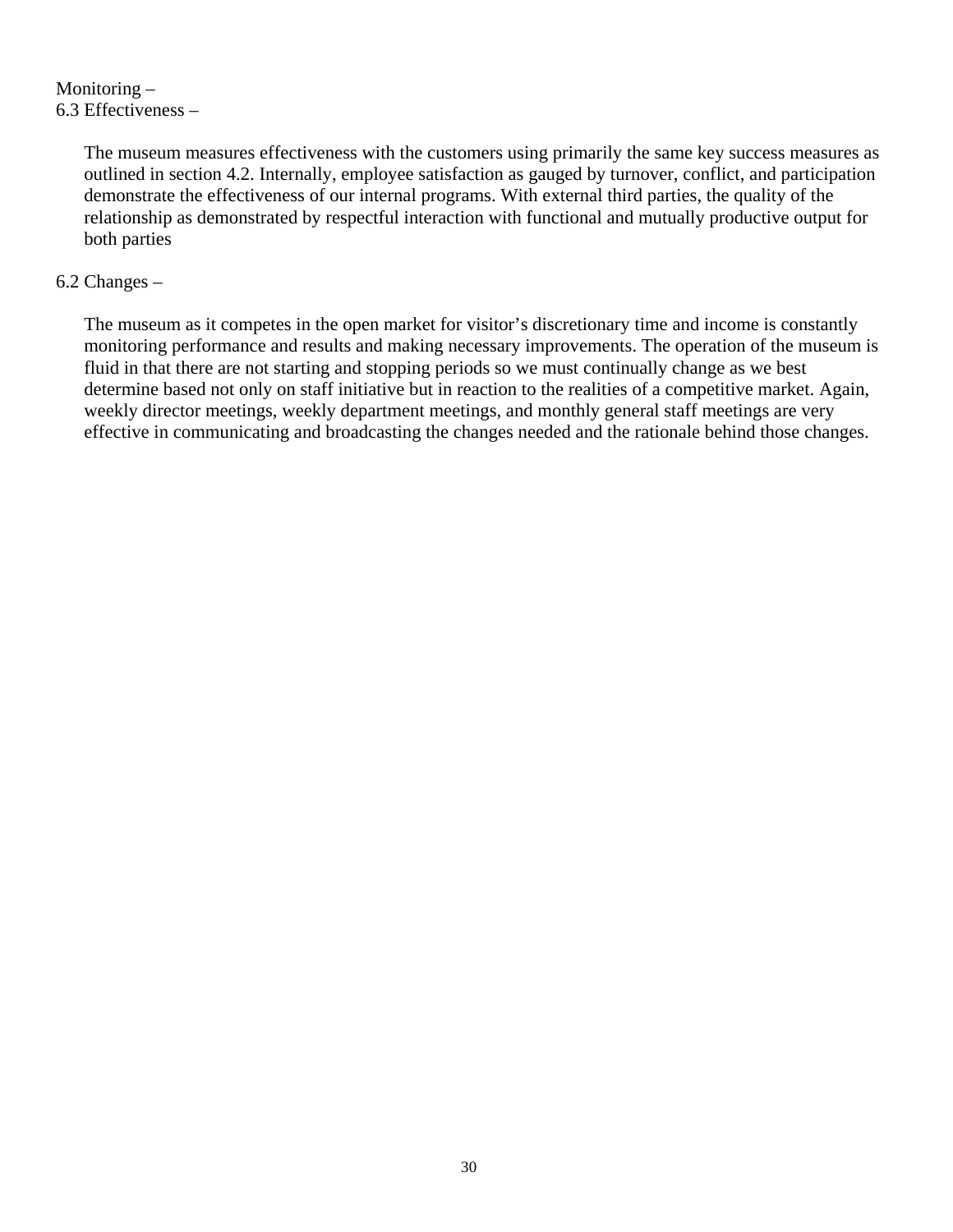Monitoring –
6.3 Effectiveness –

The museum measures effectiveness with the customers using primarily the same key success measures as outlined in section 4.2. Internally, employee satisfaction as gauged by turnover, conflict, and participation demonstrate the effectiveness of our internal programs. With external third parties, the quality of the relationship as demonstrated by respectful interaction with functional and mutually productive output for both parties

6.2 Changes –

The museum as it competes in the open market for visitor's discretionary time and income is constantly monitoring performance and results and making necessary improvements. The operation of the museum is fluid in that there are not starting and stopping periods so we must continually change as we best determine based not only on staff initiative but in reaction to the realities of a competitive market. Again, weekly director meetings, weekly department meetings, and monthly general staff meetings are very effective in communicating and broadcasting the changes needed and the rationale behind those changes.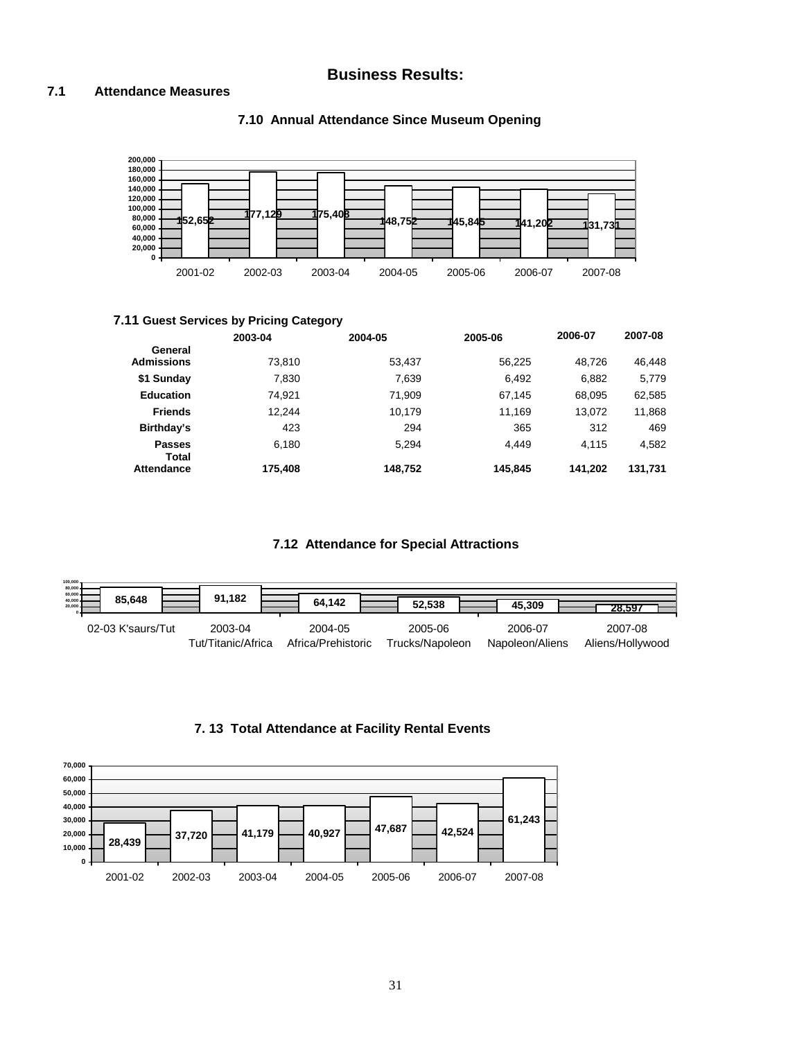# Business Results:

## 7.1 Attendance Measures

### 7.10 Annual Attendance Since Museum Opening

| Year | Attendance |
|---|---|
| 2001-02 | 152,652 |
| 2002-03 | 177,129 |
| 2003-04 | 175,408 |
| 2004-05 | 148,752 |
| 2005-06 | 145,845 |
| 2006-07 | 141,202 |
| 2007-08 | 131,731 |

### 7.11 Guest Services by Pricing Category

| | 2003-04 | 2004-05 | 2005-06 | 2006-07 | 2007-08 |
|---|---|---|---|---|---|
| **General Admissions** | 73,810 | 53,437 | 56,225 | 48,726 | 46,448 |
| **$1 Sunday** | 7,830 | 7,639 | 6,492 | 6,882 | 5,779 |
| **Education** | 74,921 | 71,909 | 67,145 | 68,095 | 62,585 |
| **Friends** | 12,244 | 10,179 | 11,169 | 13,072 | 11,868 |
| **Birthday's** | 423 | 294 | 365 | 312 | 469 |
| **Passes** | 6,180 | 5,294 | 4,449 | 4,115 | 4,582 |
| **Total Attendance** | **175,408** | **148,752** | **145,845** | **141,202** | **131,731** |

### 7.12 Attendance for Special Attractions

| Year / Attraction | Attendance |
|---|---|
| 02-03 K'saurs/Tut | 85,648 |
| 2003-04 Tut/Titanic/Africa | 91,182 |
| 2004-05 Africa/Prehistoric | 64,142 |
| 2005-06 Trucks/Napoleon | 52,538 |
| 2006-07 Napoleon/Aliens | 45,309 |
| 2007-08 Aliens/Hollywood | 28,597 |

### 7. 13 Total Attendance at Facility Rental Events

| Year | Attendance |
|---|---|
| 2001-02 | 28,439 |
| 2002-03 | 37,720 |
| 2003-04 | 41,179 |
| 2004-05 | 40,927 |
| 2005-06 | 47,687 |
| 2006-07 | 42,524 |
| 2007-08 | 61,243 |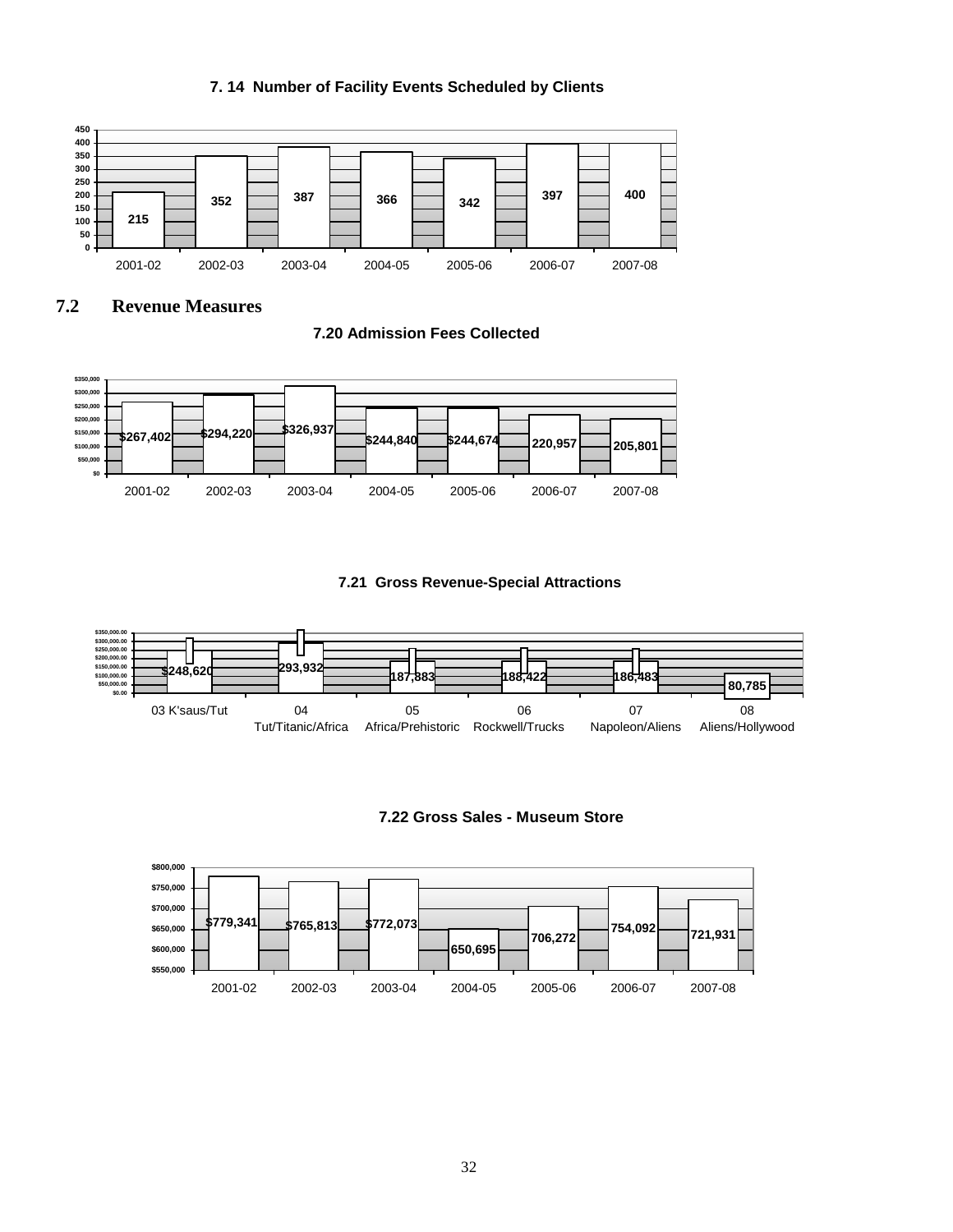**7. 14 Number of Facility Events Scheduled by Clients**

| 2001-02 | 2002-03 | 2003-04 | 2004-05 | 2005-06 | 2006-07 | 2007-08 |
|---|---|---|---|---|---|---|
| 215 | 352 | 387 | 366 | 342 | 397 | 400 |

## 7.2 Revenue Measures

**7.20 Admission Fees Collected**

| 2001-02 | 2002-03 | 2003-04 | 2004-05 | 2005-06 | 2006-07 | 2007-08 |
|---|---|---|---|---|---|---|
| $267,402 | $294,220 | $326,937 | $244,840 | $244,674 | 220,957 | 205,801 |

**7.21 Gross Revenue-Special Attractions**

| 03 K'saus/Tut | 04 Tut/Titanic/Africa | 05 Africa/Prehistoric | 06 Rockwell/Trucks | 07 Napoleon/Aliens | 08 Aliens/Hollywood |
|---|---|---|---|---|---|
| $248,620 | 293,932 | 187,883 | 188,422 | 186,483 | 80,785 |

**7.22 Gross Sales - Museum Store**

| 2001-02 | 2002-03 | 2003-04 | 2004-05 | 2005-06 | 2006-07 | 2007-08 |
|---|---|---|---|---|---|---|
| $779,341 | $765,813 | $772,073 | 650,695 | 706,272 | 754,092 | 721,931 |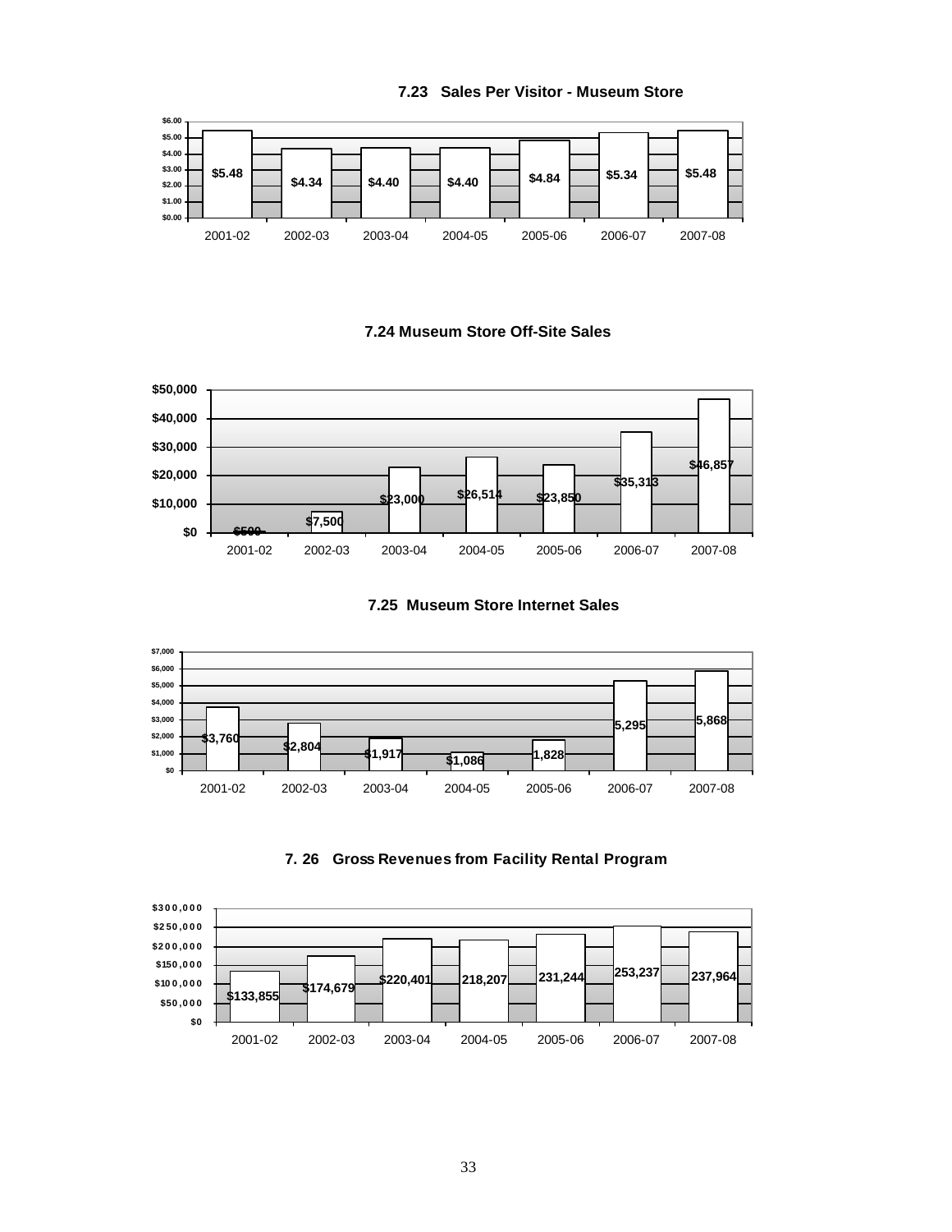**7.23 Sales Per Visitor - Museum Store**

| 2001-02 | 2002-03 | 2003-04 | 2004-05 | 2005-06 | 2006-07 | 2007-08 |
|---|---|---|---|---|---|---|
| $5.48 | $4.34 | $4.40 | $4.40 | $4.84 | $5.34 | $5.48 |

**7.24 Museum Store Off-Site Sales**

| 2001-02 | 2002-03 | 2003-04 | 2004-05 | 2005-06 | 2006-07 | 2007-08 |
|---|---|---|---|---|---|---|
| $500 | $7,500 | $23,000 | $26,514 | $23,850 | $35,313 | $46,857 |

**7.25 Museum Store Internet Sales**

| 2001-02 | 2002-03 | 2003-04 | 2004-05 | 2005-06 | 2006-07 | 2007-08 |
|---|---|---|---|---|---|---|
| $3,760 | $2,804 | $1,917 | $1,086 | 1,828 | 5,295 | 5,868 |

**7. 26 Gross Revenues from Facility Rental Program**

| 2001-02 | 2002-03 | 2003-04 | 2004-05 | 2005-06 | 2006-07 | 2007-08 |
|---|---|---|---|---|---|---|
| $133,855 | $174,679 | $220,401 | 218,207 | 231,244 | 253,237 | 237,964 |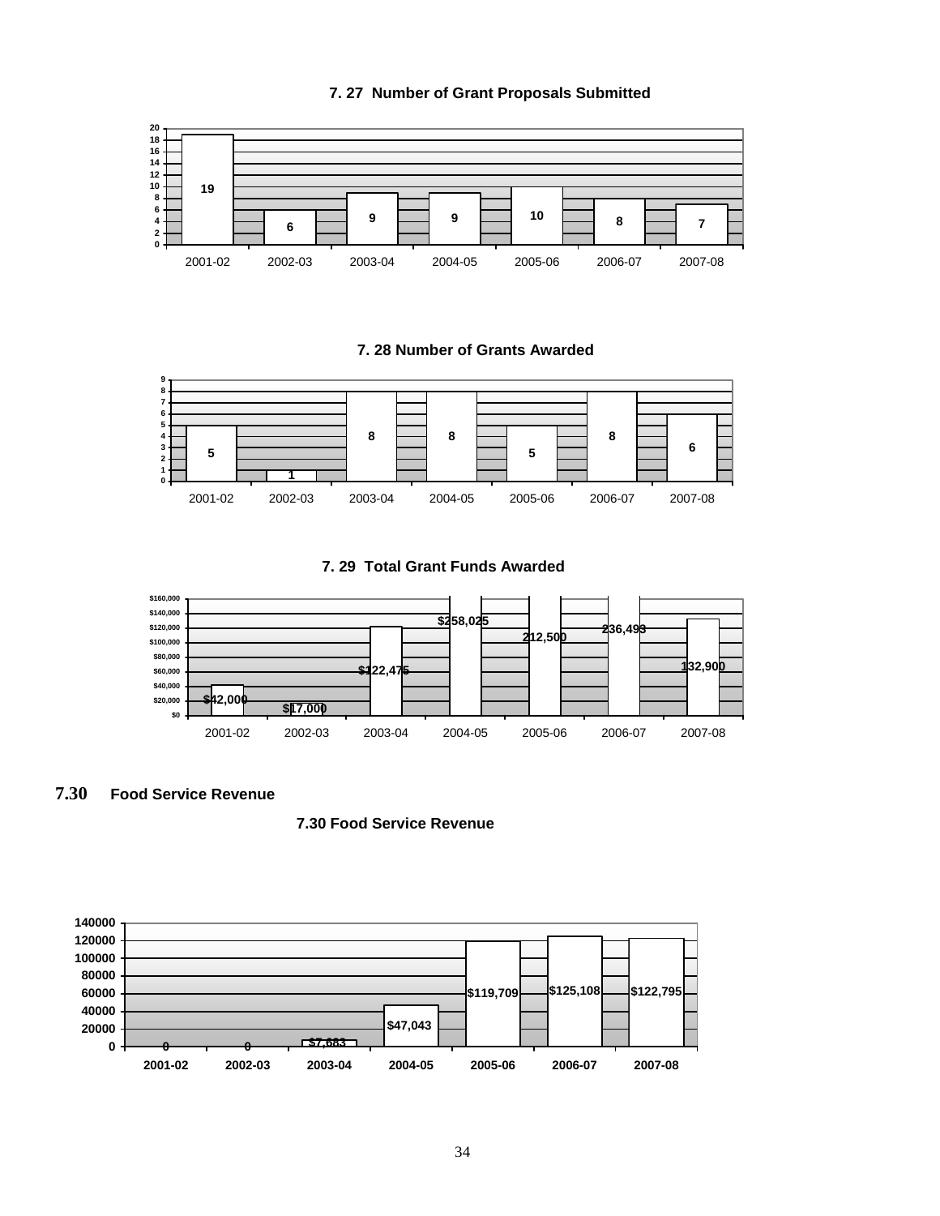### 7. 27 Number of Grant Proposals Submitted

| Year | Number |
|---|---|
| 2001-02 | 19 |
| 2002-03 | 6 |
| 2003-04 | 9 |
| 2004-05 | 9 |
| 2005-06 | 10 |
| 2006-07 | 8 |
| 2007-08 | 7 |

### 7. 28 Number of Grants Awarded

| Year | Number |
|---|---|
| 2001-02 | 5 |
| 2002-03 | 1 |
| 2003-04 | 8 |
| 2004-05 | 8 |
| 2005-06 | 5 |
| 2006-07 | 8 |
| 2007-08 | 6 |

### 7. 29 Total Grant Funds Awarded

| Year | Amount |
|---|---|
| 2001-02 | $42,000 |
| 2002-03 | $17,000 |
| 2003-04 | $122,475 |
| 2004-05 | $258,025 |
| 2005-06 | 212,500 |
| 2006-07 | 236,493 |
| 2007-08 | 132,900 |

## 7.30 Food Service Revenue

### 7.30 Food Service Revenue

| Year | Revenue |
|---|---|
| 2001-02 | 0 |
| 2002-03 | 0 |
| 2003-04 | $7,683 |
| 2004-05 | $47,043 |
| 2005-06 | $119,709 |
| 2006-07 | $125,108 |
| 2007-08 | $122,795 |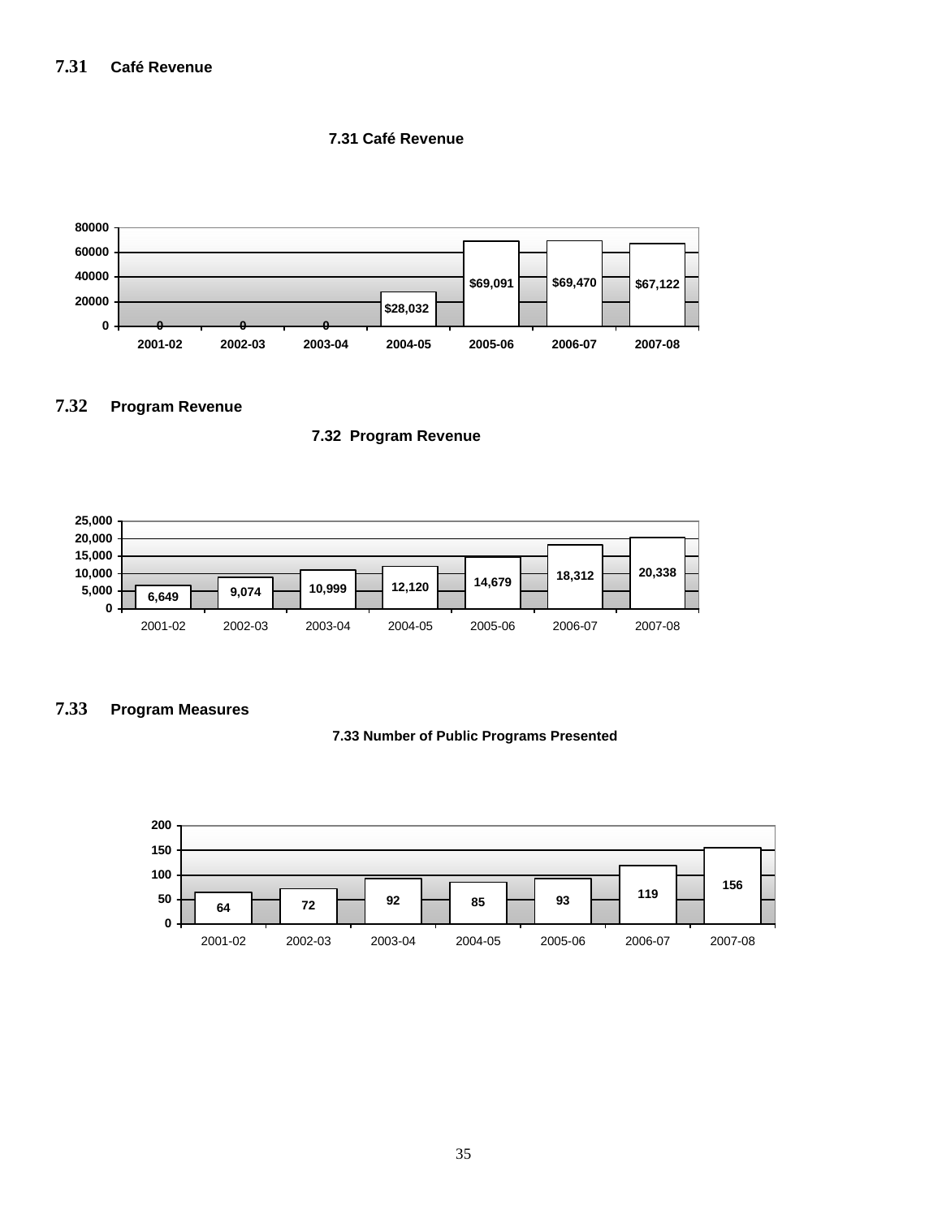## 7.31 Café Revenue

**7.31 Café Revenue**

| Year | Café Revenue |
|---|---|
| 2001-02 | 0 |
| 2002-03 | 0 |
| 2003-04 | 0 |
| 2004-05 | $28,032 |
| 2005-06 | $69,091 |
| 2006-07 | $69,470 |
| 2007-08 | $67,122 |

## 7.32 Program Revenue

**7.32 Program Revenue**

| Year | Program Revenue |
|---|---|
| 2001-02 | 6,649 |
| 2002-03 | 9,074 |
| 2003-04 | 10,999 |
| 2004-05 | 12,120 |
| 2005-06 | 14,679 |
| 2006-07 | 18,312 |
| 2007-08 | 20,338 |

## 7.33 Program Measures

**7.33 Number of Public Programs Presented**

| Year | Number of Public Programs Presented |
|---|---|
| 2001-02 | 64 |
| 2002-03 | 72 |
| 2003-04 | 92 |
| 2004-05 | 85 |
| 2005-06 | 93 |
| 2006-07 | 119 |
| 2007-08 | 156 |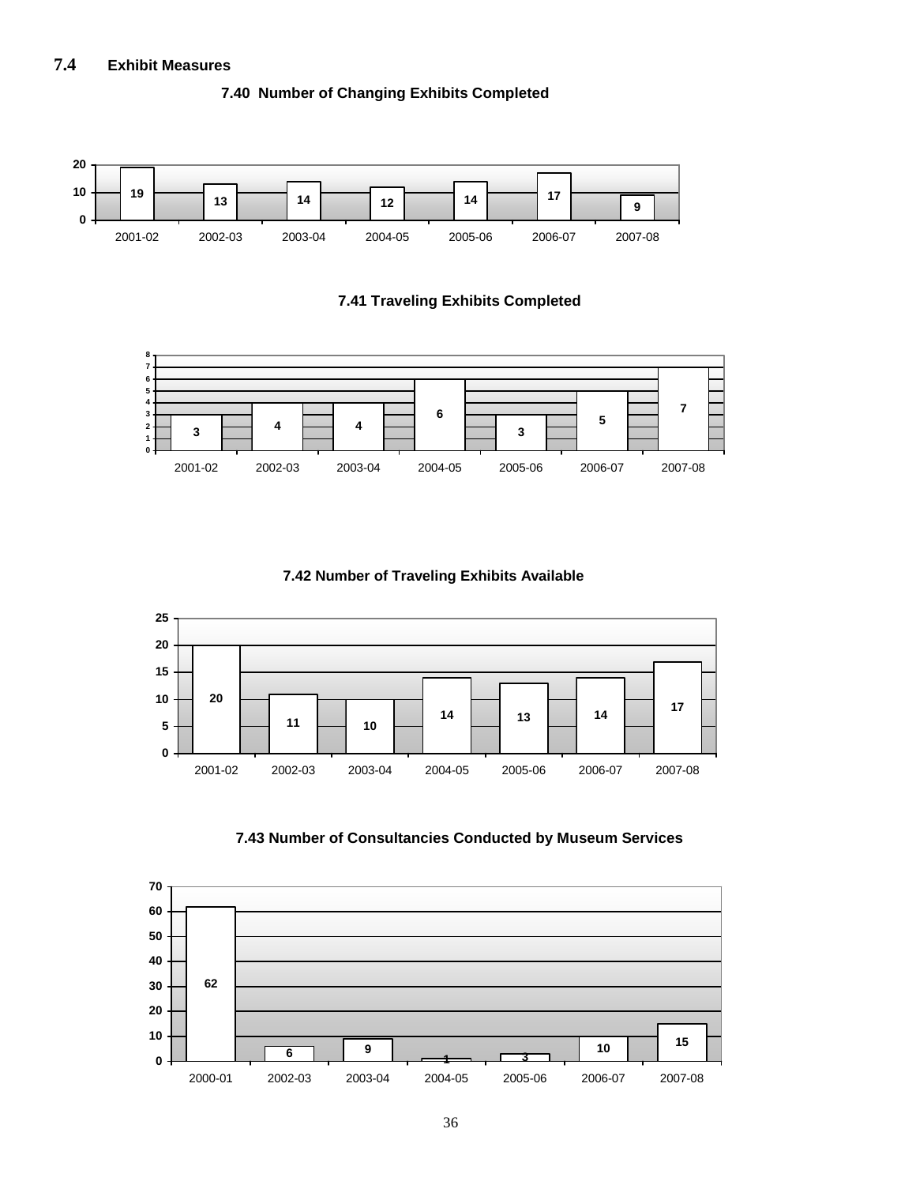## 7.4 Exhibit Measures

### 7.40 Number of Changing Exhibits Completed

| Year | Number |
|---|---|
| 2001-02 | 19 |
| 2002-03 | 13 |
| 2003-04 | 14 |
| 2004-05 | 12 |
| 2005-06 | 14 |
| 2006-07 | 17 |
| 2007-08 | 9 |

### 7.41 Traveling Exhibits Completed

| Year | Number |
|---|---|
| 2001-02 | 3 |
| 2002-03 | 4 |
| 2003-04 | 4 |
| 2004-05 | 6 |
| 2005-06 | 3 |
| 2006-07 | 5 |
| 2007-08 | 7 |

### 7.42 Number of Traveling Exhibits Available

| Year | Number |
|---|---|
| 2001-02 | 20 |
| 2002-03 | 11 |
| 2003-04 | 10 |
| 2004-05 | 14 |
| 2005-06 | 13 |
| 2006-07 | 14 |
| 2007-08 | 17 |

### 7.43 Number of Consultancies Conducted by Museum Services

| Year | Number |
|---|---|
| 2000-01 | 62 |
| 2002-03 | 6 |
| 2003-04 | 9 |
| 2004-05 | 1 |
| 2005-06 | 3 |
| 2006-07 | 10 |
| 2007-08 | 15 |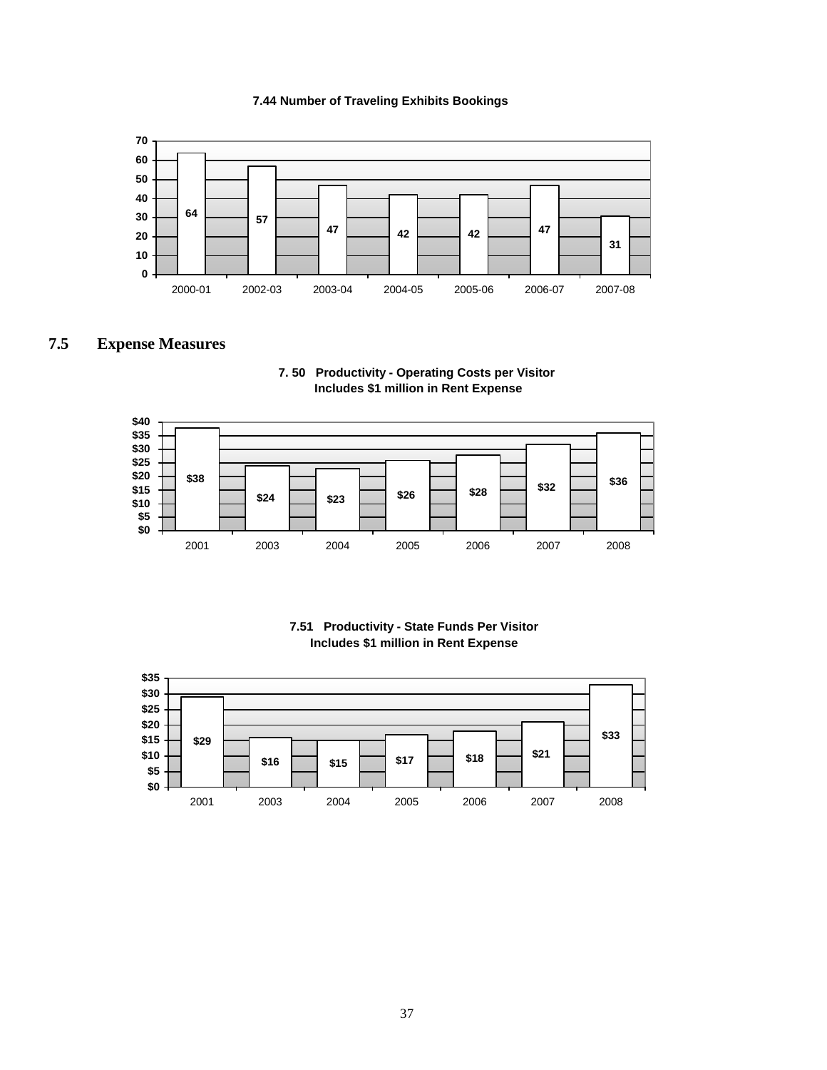**7.44 Number of Traveling Exhibits Bookings**

| Year | Bookings |
| --- | --- |
| 2000-01 | 64 |
| 2002-03 | 57 |
| 2003-04 | 47 |
| 2004-05 | 42 |
| 2005-06 | 42 |
| 2006-07 | 47 |
| 2007-08 | 31 |

## 7.5 Expense Measures

**7. 50 Productivity - Operating Costs per Visitor**
**Includes $1 million in Rent Expense**

| Year | Operating Costs per Visitor |
| --- | --- |
| 2001 | $38 |
| 2003 | $24 |
| 2004 | $23 |
| 2005 | $26 |
| 2006 | $28 |
| 2007 | $32 |
| 2008 | $36 |

**7.51 Productivity - State Funds Per Visitor**
**Includes $1 million in Rent Expense**

| Year | State Funds per Visitor |
| --- | --- |
| 2001 | $29 |
| 2003 | $16 |
| 2004 | $15 |
| 2005 | $17 |
| 2006 | $18 |
| 2007 | $21 |
| 2008 | $33 |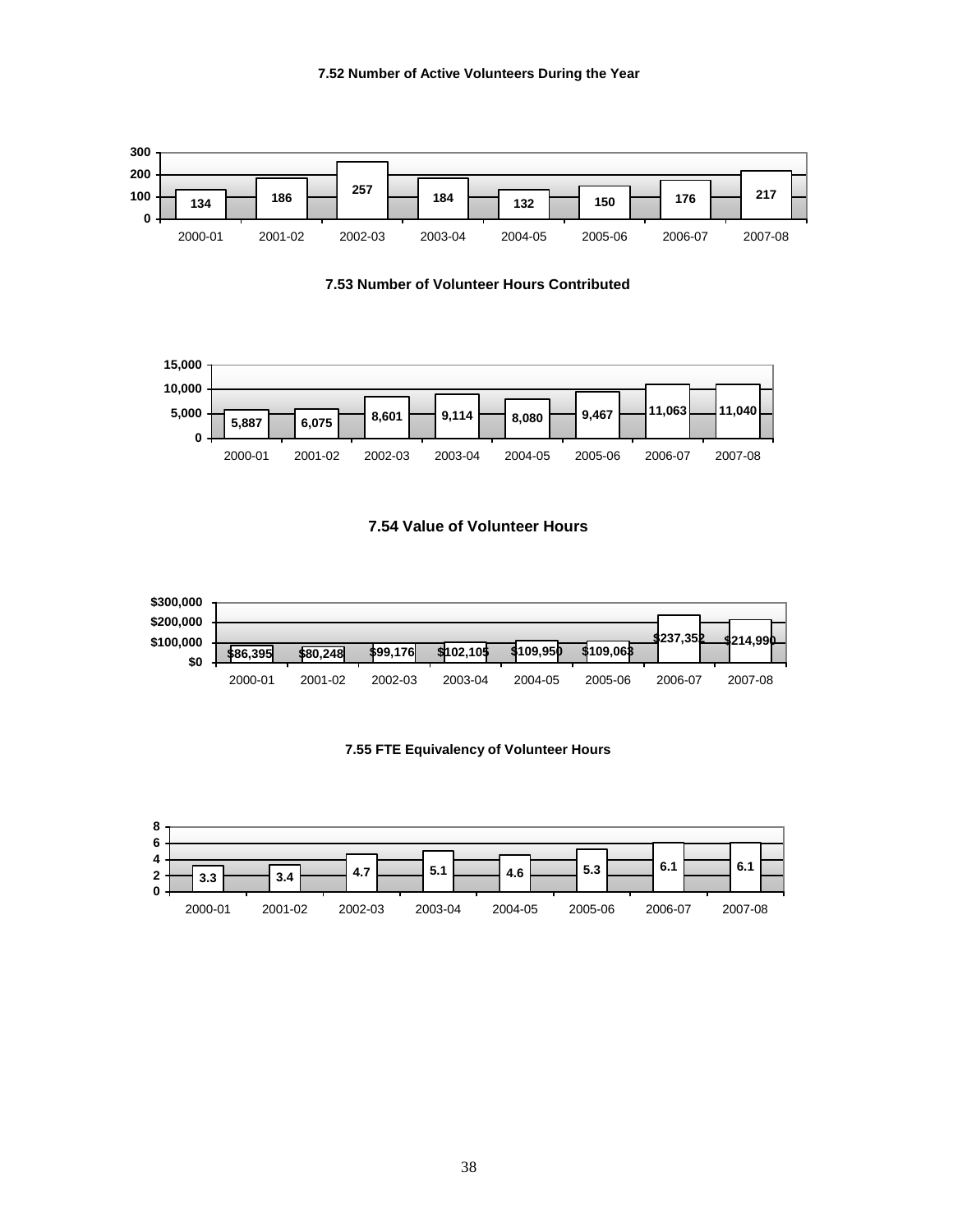**7.52 Number of Active Volunteers During the Year**

| 2000-01 | 2001-02 | 2002-03 | 2003-04 | 2004-05 | 2005-06 | 2006-07 | 2007-08 |
|---|---|---|---|---|---|---|---|
| 134 | 186 | 257 | 184 | 132 | 150 | 176 | 217 |

**7.53 Number of Volunteer Hours Contributed**

| 2000-01 | 2001-02 | 2002-03 | 2003-04 | 2004-05 | 2005-06 | 2006-07 | 2007-08 |
|---|---|---|---|---|---|---|---|
| 5,887 | 6,075 | 8,601 | 9,114 | 8,080 | 9,467 | 11,063 | 11,040 |

**7.54 Value of Volunteer Hours**

| 2000-01 | 2001-02 | 2002-03 | 2003-04 | 2004-05 | 2005-06 | 2006-07 | 2007-08 |
|---|---|---|---|---|---|---|---|
| $86,395 | $80,248 | $99,176 | $102,105 | $109,950 | $109,063 | $237,352 | $214,990 |

**7.55 FTE Equivalency of Volunteer Hours**

| 2000-01 | 2001-02 | 2002-03 | 2003-04 | 2004-05 | 2005-06 | 2006-07 | 2007-08 |
|---|---|---|---|---|---|---|---|
| 3.3 | 3.4 | 4.7 | 5.1 | 4.6 | 5.3 | 6.1 | 6.1 |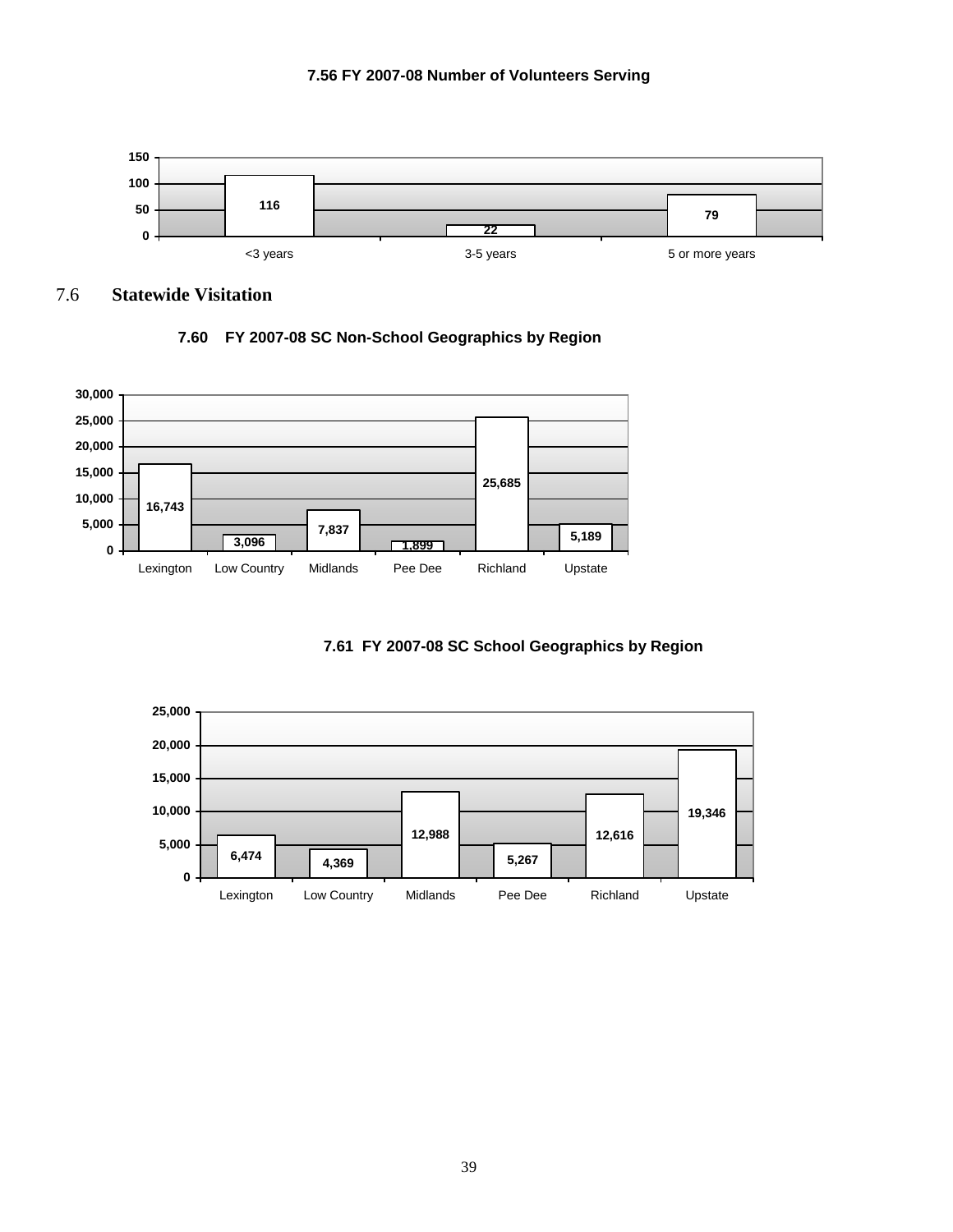**7.56 FY 2007-08 Number of Volunteers Serving**

| Years | Number of Volunteers |
|---|---|
| <3 years | 116 |
| 3-5 years | 22 |
| 5 or more years | 79 |

## 7.6 Statewide Visitation

**7.60 FY 2007-08 SC Non-School Geographics by Region**

| Region | Visitors |
|---|---|
| Lexington | 16,743 |
| Low Country | 3,096 |
| Midlands | 7,837 |
| Pee Dee | 1,899 |
| Richland | 25,685 |
| Upstate | 5,189 |

**7.61 FY 2007-08 SC School Geographics by Region**

| Region | Visitors |
|---|---|
| Lexington | 6,474 |
| Low Country | 4,369 |
| Midlands | 12,988 |
| Pee Dee | 5,267 |
| Richland | 12,616 |
| Upstate | 19,346 |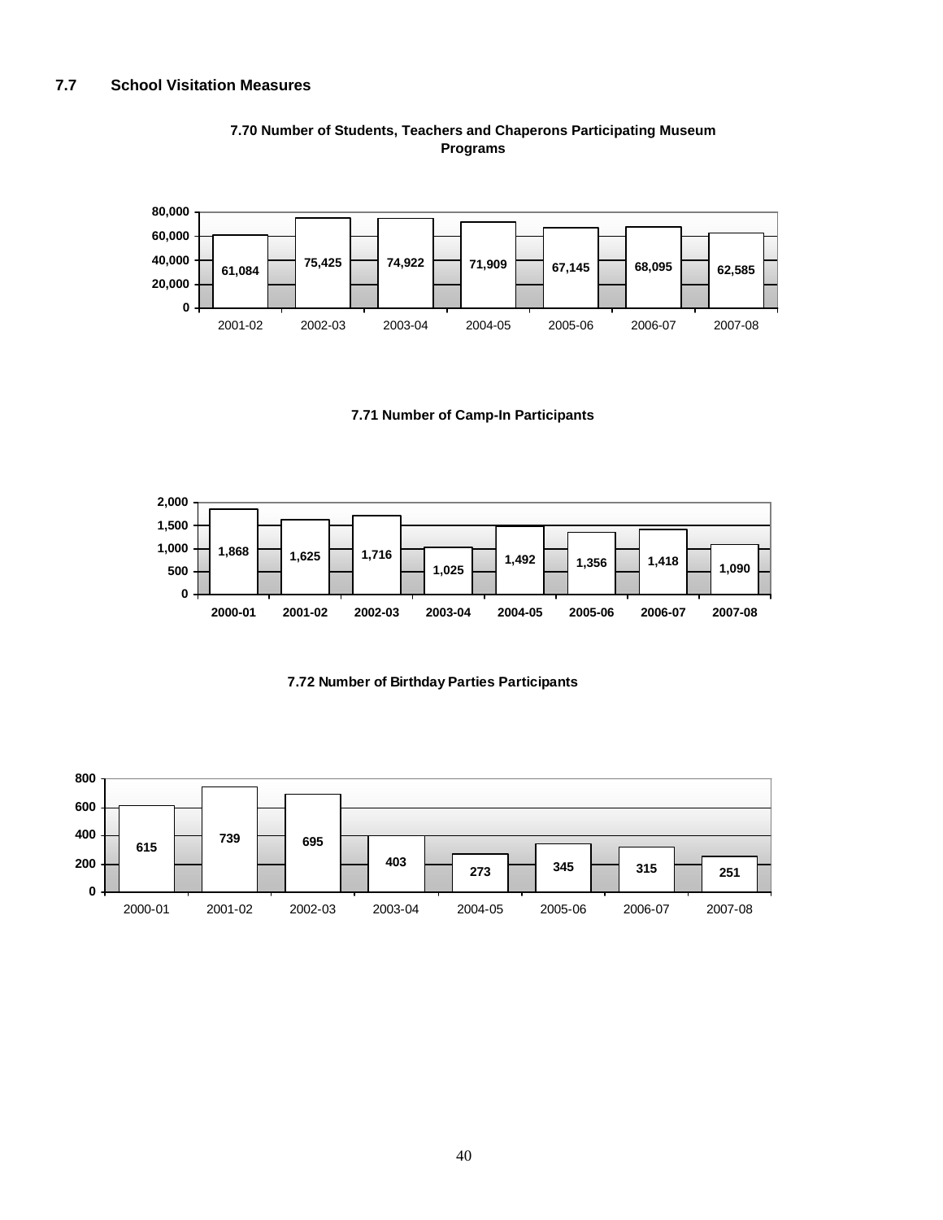### 7.7 School Visitation Measures

**7.70 Number of Students, Teachers and Chaperons Participating Museum Programs**

| Year | Participants |
|---|---|
| 2001-02 | 61,084 |
| 2002-03 | 75,425 |
| 2003-04 | 74,922 |
| 2004-05 | 71,909 |
| 2005-06 | 67,145 |
| 2006-07 | 68,095 |
| 2007-08 | 62,585 |

**7.71 Number of Camp-In Participants**

| Year | Participants |
|---|---|
| 2000-01 | 1,868 |
| 2001-02 | 1,625 |
| 2002-03 | 1,716 |
| 2003-04 | 1,025 |
| 2004-05 | 1,492 |
| 2005-06 | 1,356 |
| 2006-07 | 1,418 |
| 2007-08 | 1,090 |

**7.72 Number of Birthday Parties Participants**

| Year | Participants |
|---|---|
| 2000-01 | 615 |
| 2001-02 | 739 |
| 2002-03 | 695 |
| 2003-04 | 403 |
| 2004-05 | 273 |
| 2005-06 | 345 |
| 2006-07 | 315 |
| 2007-08 | 251 |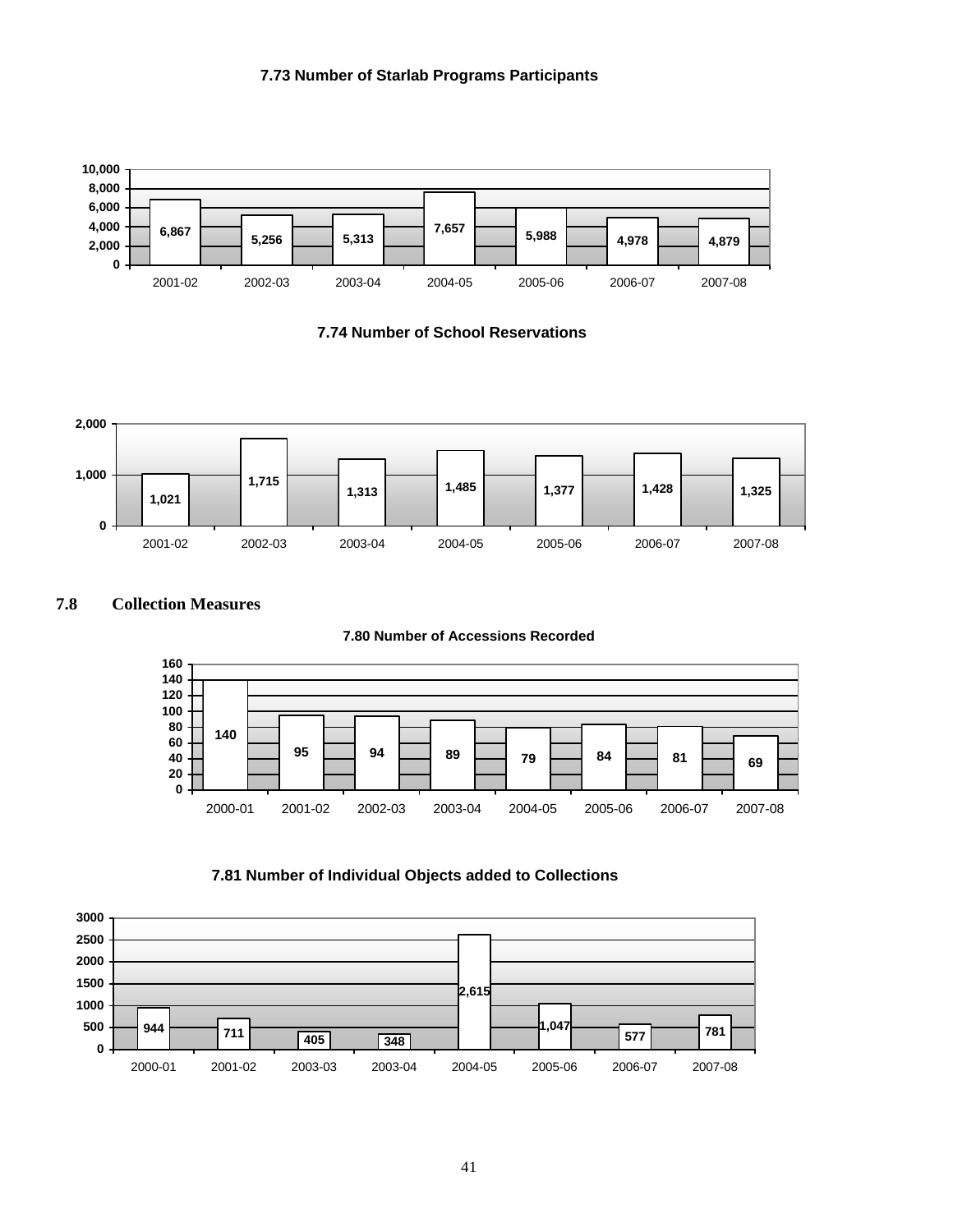**7.73 Number of Starlab Programs Participants**

| Year | Participants |
|---|---|
| 2001-02 | 6,867 |
| 2002-03 | 5,256 |
| 2003-04 | 5,313 |
| 2004-05 | 7,657 |
| 2005-06 | 5,988 |
| 2006-07 | 4,978 |
| 2007-08 | 4,879 |

**7.74 Number of School Reservations**

| Year | Reservations |
|---|---|
| 2001-02 | 1,021 |
| 2002-03 | 1,715 |
| 2003-04 | 1,313 |
| 2004-05 | 1,485 |
| 2005-06 | 1,377 |
| 2006-07 | 1,428 |
| 2007-08 | 1,325 |

## 7.8 Collection Measures

**7.80 Number of Accessions Recorded**

| Year | Accessions |
|---|---|
| 2000-01 | 140 |
| 2001-02 | 95 |
| 2002-03 | 94 |
| 2003-04 | 89 |
| 2004-05 | 79 |
| 2005-06 | 84 |
| 2006-07 | 81 |
| 2007-08 | 69 |

**7.81 Number of Individual Objects added to Collections**

| Year | Objects |
|---|---|
| 2000-01 | 944 |
| 2001-02 | 711 |
| 2003-03 | 405 |
| 2003-04 | 348 |
| 2004-05 | 2,615 |
| 2005-06 | 1,047 |
| 2006-07 | 577 |
| 2007-08 | 781 |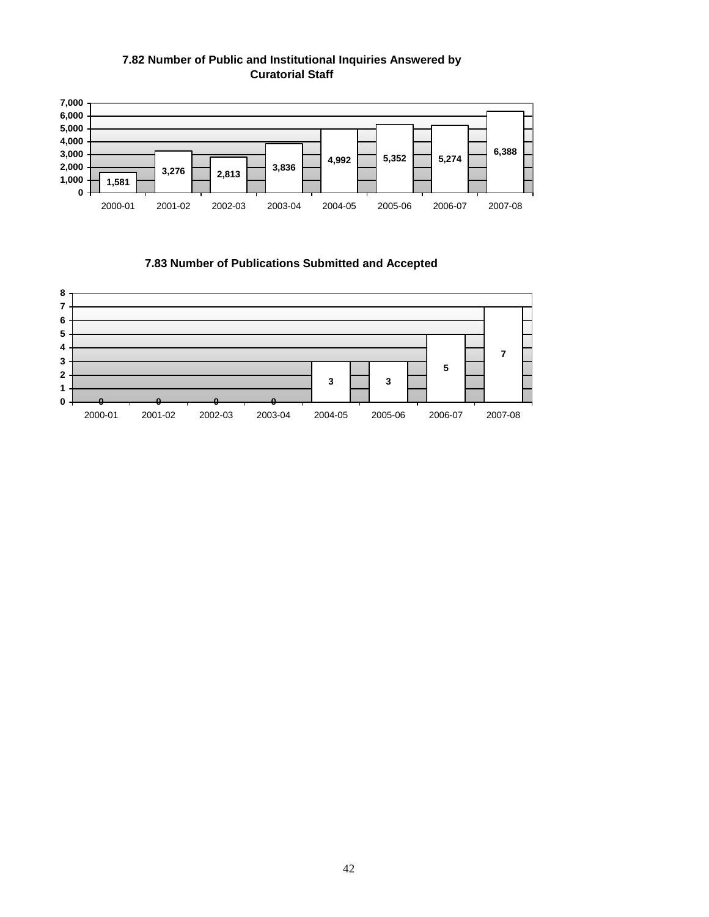### 7.82 Number of Public and Institutional Inquiries Answered by Curatorial Staff

7,000
6,000
5,000
4,000
3,000
2,000
1,000
0

1,581
3,276
2,813
3,836
4,992
5,352
5,274
6,388

2000-01
2001-02
2002-03
2003-04
2004-05
2005-06
2006-07
2007-08

### 7.83 Number of Publications Submitted and Accepted

8
7
6
5
4
3
2
1
0

0
0
0
0
3
3
5
7

2000-01
2001-02
2002-03
2003-04
2004-05
2005-06
2006-07
2007-08